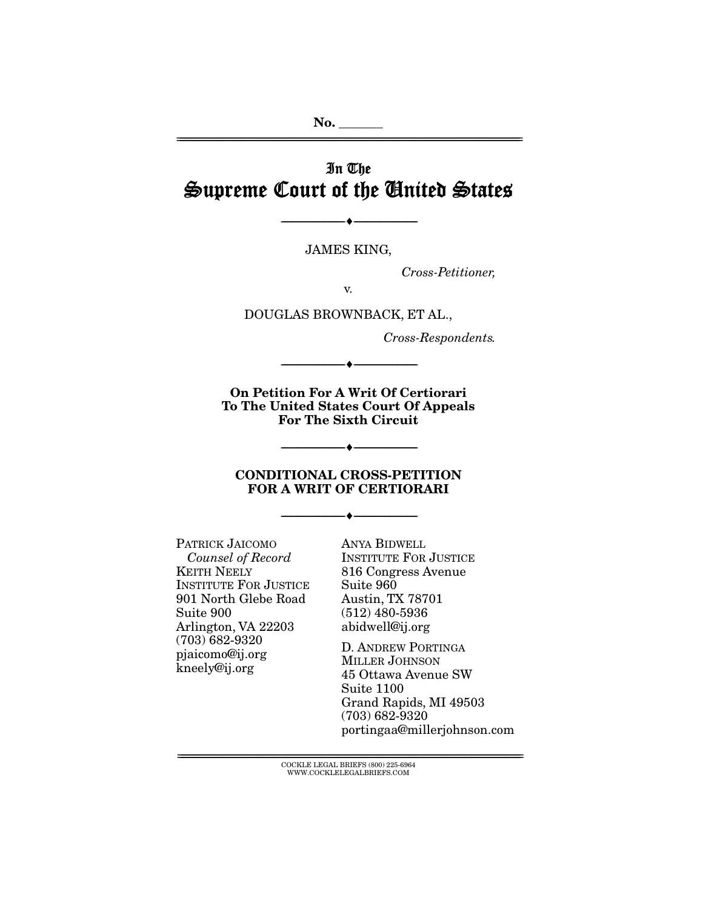No. ______

# In The
# Supreme Court of the United States

---

JAMES KING,

*Cross-Petitioner,*

v.

DOUGLAS BROWNBACK, ET AL.,

*Cross-Respondents.*

---

**On Petition For A Writ Of Certiorari To The United States Court Of Appeals For The Sixth Circuit**

---

**CONDITIONAL CROSS-PETITION FOR A WRIT OF CERTIORARI**

---

PATRICK JAICOMO
*Counsel of Record*
KEITH NEELY
INSTITUTE FOR JUSTICE
901 North Glebe Road
Suite 900
Arlington, VA 22203
(703) 682-9320
pjaicomo@ij.org
kneely@ij.org

ANYA BIDWELL
INSTITUTE FOR JUSTICE
816 Congress Avenue
Suite 960
Austin, TX 78701
(512) 480-5936
abidwell@ij.org

D. ANDREW PORTINGA
MILLER JOHNSON
45 Ottawa Avenue SW
Suite 1100
Grand Rapids, MI 49503
(703) 682-9320
portingaa@millerjohnson.com

COCKLE LEGAL BRIEFS (800) 225-6964
WWW.COCKLELEGALBRIEFS.COM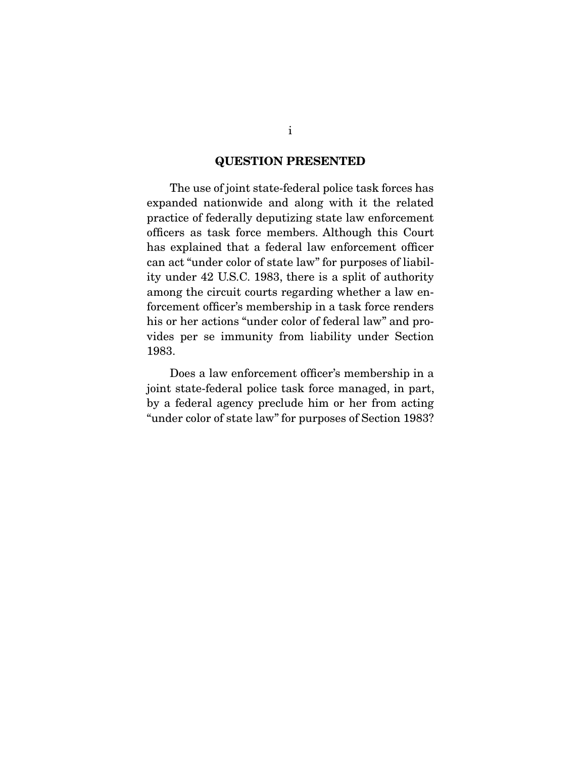## QUESTION PRESENTED

The use of joint state-federal police task forces has expanded nationwide and along with it the related practice of federally deputizing state law enforcement officers as task force members. Although this Court has explained that a federal law enforcement officer can act "under color of state law" for purposes of liability under 42 U.S.C. 1983, there is a split of authority among the circuit courts regarding whether a law enforcement officer's membership in a task force renders his or her actions "under color of federal law" and provides per se immunity from liability under Section 1983.

Does a law enforcement officer's membership in a joint state-federal police task force managed, in part, by a federal agency preclude him or her from acting "under color of state law" for purposes of Section 1983?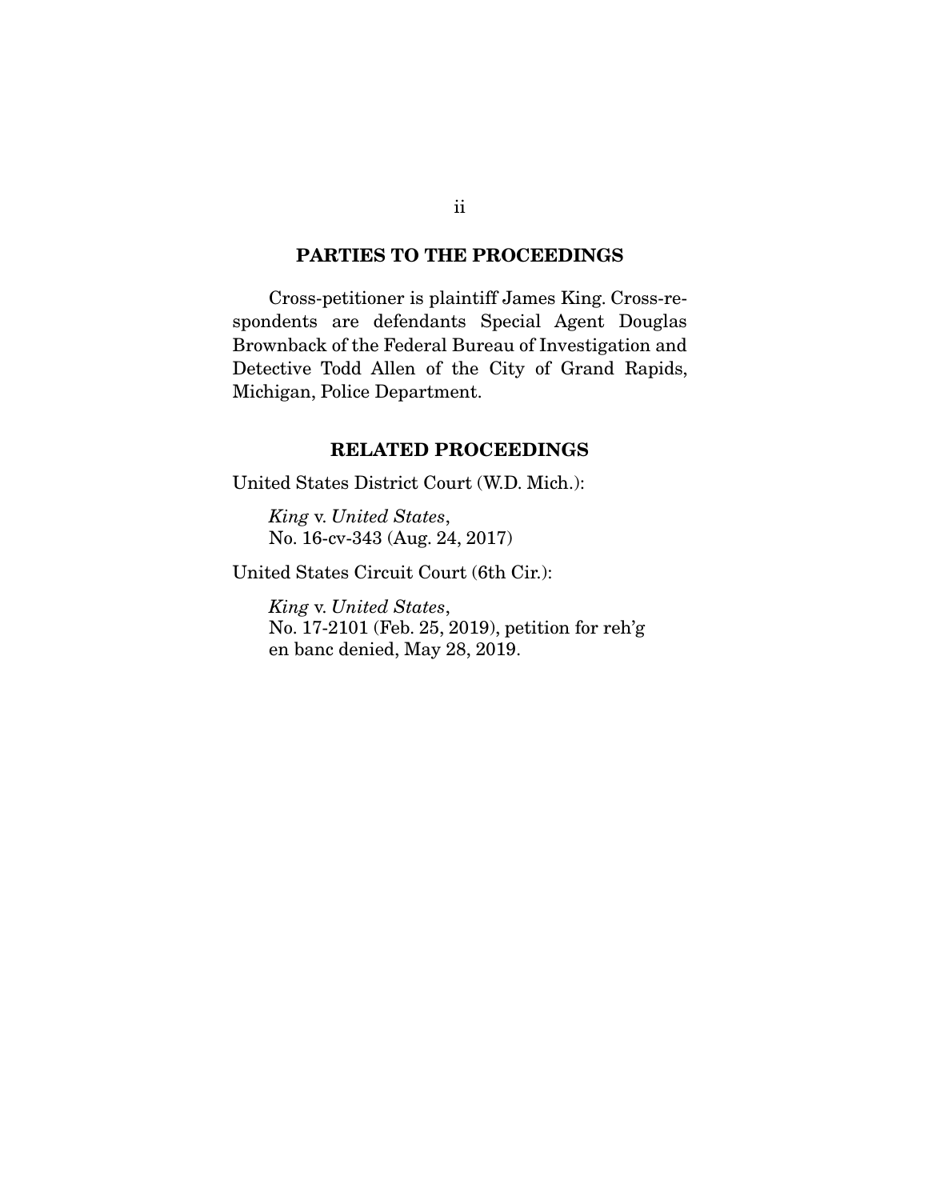## PARTIES TO THE PROCEEDINGS

Cross-petitioner is plaintiff James King. Cross-respondents are defendants Special Agent Douglas Brownback of the Federal Bureau of Investigation and Detective Todd Allen of the City of Grand Rapids, Michigan, Police Department.

## RELATED PROCEEDINGS

United States District Court (W.D. Mich.):

> *King* v. *United States*,
> No. 16-cv-343 (Aug. 24, 2017)

United States Circuit Court (6th Cir.):

> *King* v. *United States*,
> No. 17-2101 (Feb. 25, 2019), petition for reh'g en banc denied, May 28, 2019.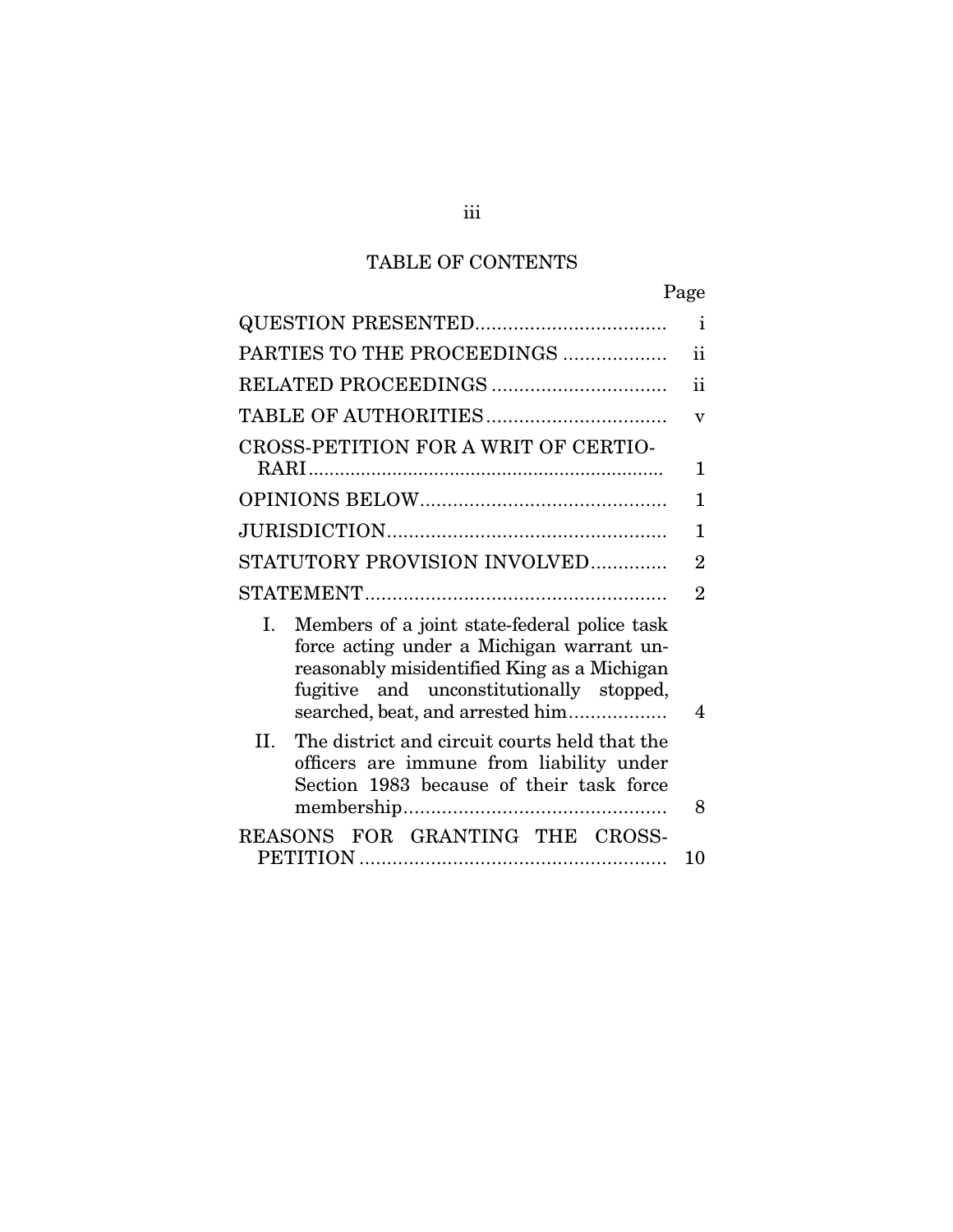# TABLE OF CONTENTS

| | Page |
|---|---|
| QUESTION PRESENTED | i |
| PARTIES TO THE PROCEEDINGS | ii |
| RELATED PROCEEDINGS | ii |
| TABLE OF AUTHORITIES | v |
| CROSS-PETITION FOR A WRIT OF CERTIORARI | 1 |
| OPINIONS BELOW | 1 |
| JURISDICTION | 1 |
| STATUTORY PROVISION INVOLVED | 2 |
| STATEMENT | 2 |
| I. Members of a joint state-federal police task force acting under a Michigan warrant unreasonably misidentified King as a Michigan fugitive and unconstitutionally stopped, searched, beat, and arrested him | 4 |
| II. The district and circuit courts held that the officers are immune from liability under Section 1983 because of their task force membership | 8 |
| REASONS FOR GRANTING THE CROSS-PETITION | 10 |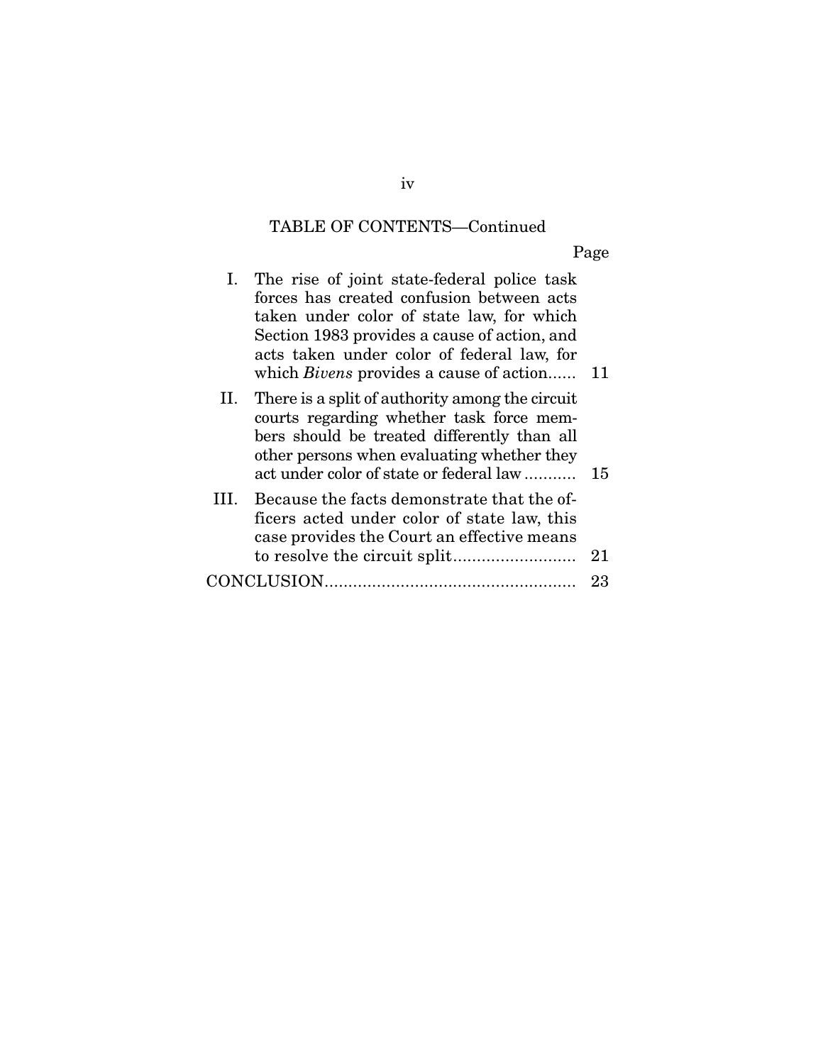TABLE OF CONTENTS—Continued

| | | Page |
|---|---|---|
| I. | The rise of joint state-federal police task forces has created confusion between acts taken under color of state law, for which Section 1983 provides a cause of action, and acts taken under color of federal law, for which *Bivens* provides a cause of action...... | 11 |
| II. | There is a split of authority among the circuit courts regarding whether task force members should be treated differently than all other persons when evaluating whether they act under color of state or federal law ........... | 15 |
| III. | Because the facts demonstrate that the officers acted under color of state law, this case provides the Court an effective means to resolve the circuit split.......................... | 21 |
| CONCLUSION..................................................... | | 23 |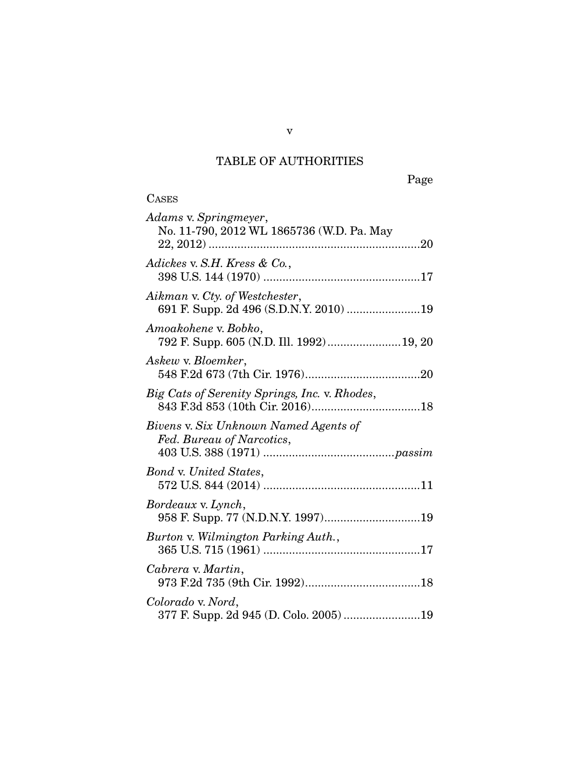# TABLE OF AUTHORITIES

Page

CASES

*Adams* v. *Springmeyer*, No. 11-790, 2012 WL 1865736 (W.D. Pa. May 22, 2012) .......... 20

*Adickes* v. *S.H. Kress & Co.*, 398 U.S. 144 (1970) .......... 17

*Aikman* v. *Cty. of Westchester*, 691 F. Supp. 2d 496 (S.D.N.Y. 2010) .......... 19

*Amoakohene* v. *Bobko*, 792 F. Supp. 605 (N.D. Ill. 1992) .......... 19, 20

*Askew* v. *Bloemker*, 548 F.2d 673 (7th Cir. 1976) .......... 20

*Big Cats of Serenity Springs, Inc.* v. *Rhodes*, 843 F.3d 853 (10th Cir. 2016) .......... 18

*Bivens* v. *Six Unknown Named Agents of Fed. Bureau of Narcotics*, 403 U.S. 388 (1971) .......... *passim*

*Bond* v. *United States*, 572 U.S. 844 (2014) .......... 11

*Bordeaux* v. *Lynch*, 958 F. Supp. 77 (N.D.N.Y. 1997) .......... 19

*Burton* v. *Wilmington Parking Auth.*, 365 U.S. 715 (1961) .......... 17

*Cabrera* v. *Martin*, 973 F.2d 735 (9th Cir. 1992) .......... 18

*Colorado* v. *Nord*, 377 F. Supp. 2d 945 (D. Colo. 2005) .......... 19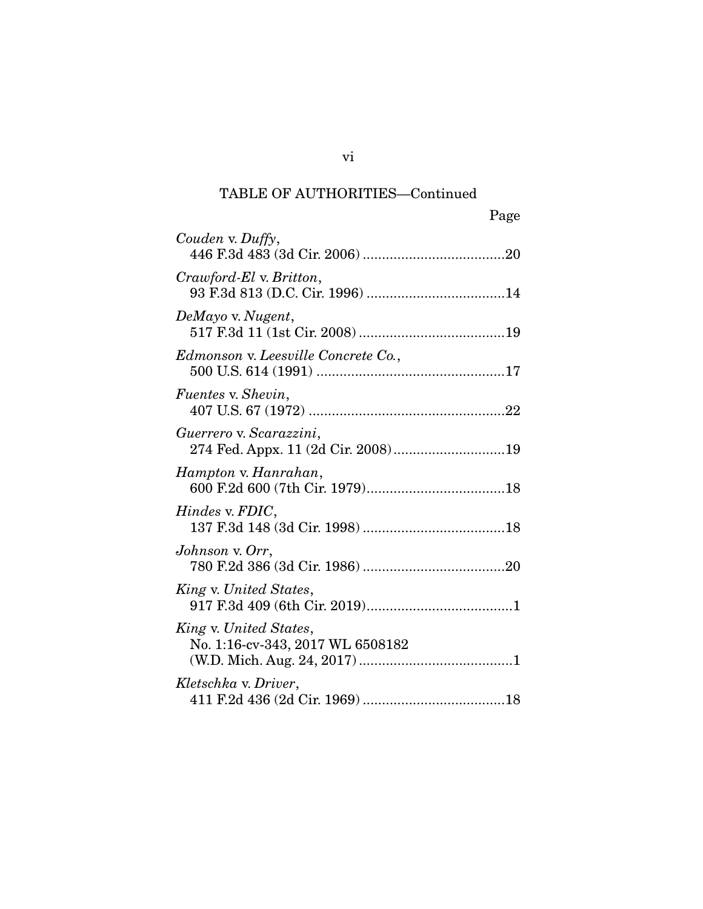TABLE OF AUTHORITIES—Continued

Page

*Couden* v. *Duffy*,
446 F.3d 483 (3d Cir. 2006) ....................................20

*Crawford-El* v. *Britton*,
93 F.3d 813 (D.C. Cir. 1996) ...................................14

*DeMayo* v. *Nugent*,
517 F.3d 11 (1st Cir. 2008) .....................................19

*Edmonson* v. *Leesville Concrete Co.*,
500 U.S. 614 (1991) ................................................17

*Fuentes* v. *Shevin*,
407 U.S. 67 (1972) ..................................................22

*Guerrero* v. *Scarazzini*,
274 Fed. Appx. 11 (2d Cir. 2008)............................19

*Hampton* v. *Hanrahan*,
600 F.2d 600 (7th Cir. 1979)...................................18

*Hindes* v. *FDIC*,
137 F.3d 148 (3d Cir. 1998) ....................................18

*Johnson* v. *Orr*,
780 F.2d 386 (3d Cir. 1986) ....................................20

*King* v. *United States*,
917 F.3d 409 (6th Cir. 2019)......................................1

*King* v. *United States*,
No. 1:16-cv-343, 2017 WL 6508182
(W.D. Mich. Aug. 24, 2017) .......................................1

*Kletschka* v. *Driver*,
411 F.2d 436 (2d Cir. 1969) ....................................18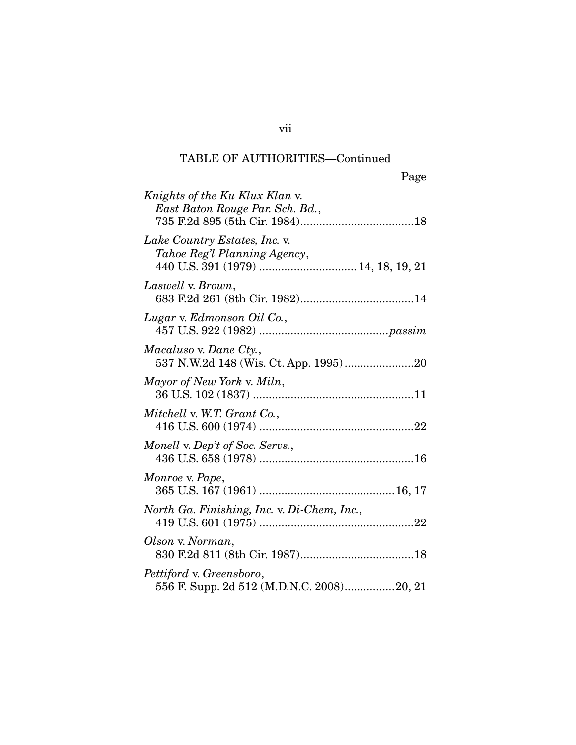TABLE OF AUTHORITIES—Continued

Page

*Knights of the Ku Klux Klan* v. *East Baton Rouge Par. Sch. Bd.*, 735 F.2d 895 (5th Cir. 1984)....................................18

*Lake Country Estates, Inc.* v. *Tahoe Reg'l Planning Agency*, 440 U.S. 391 (1979) ............................... 14, 18, 19, 21

*Laswell* v. *Brown*, 683 F.2d 261 (8th Cir. 1982)....................................14

*Lugar* v. *Edmonson Oil Co.*, 457 U.S. 922 (1982) .........................................*passim*

*Macaluso* v. *Dane Cty.*, 537 N.W.2d 148 (Wis. Ct. App. 1995)......................20

*Mayor of New York* v. *Miln*, 36 U.S. 102 (1837) ...................................................11

*Mitchell* v. *W.T. Grant Co.*, 416 U.S. 600 (1974) .................................................22

*Monell* v. *Dep't of Soc. Servs.*, 436 U.S. 658 (1978) .................................................16

*Monroe* v. *Pape*, 365 U.S. 167 (1961) ...........................................16, 17

*North Ga. Finishing, Inc.* v. *Di-Chem, Inc.*, 419 U.S. 601 (1975) .................................................22

*Olson* v. *Norman*, 830 F.2d 811 (8th Cir. 1987)....................................18

*Pettiford* v. *Greensboro*, 556 F. Supp. 2d 512 (M.D.N.C. 2008)................20, 21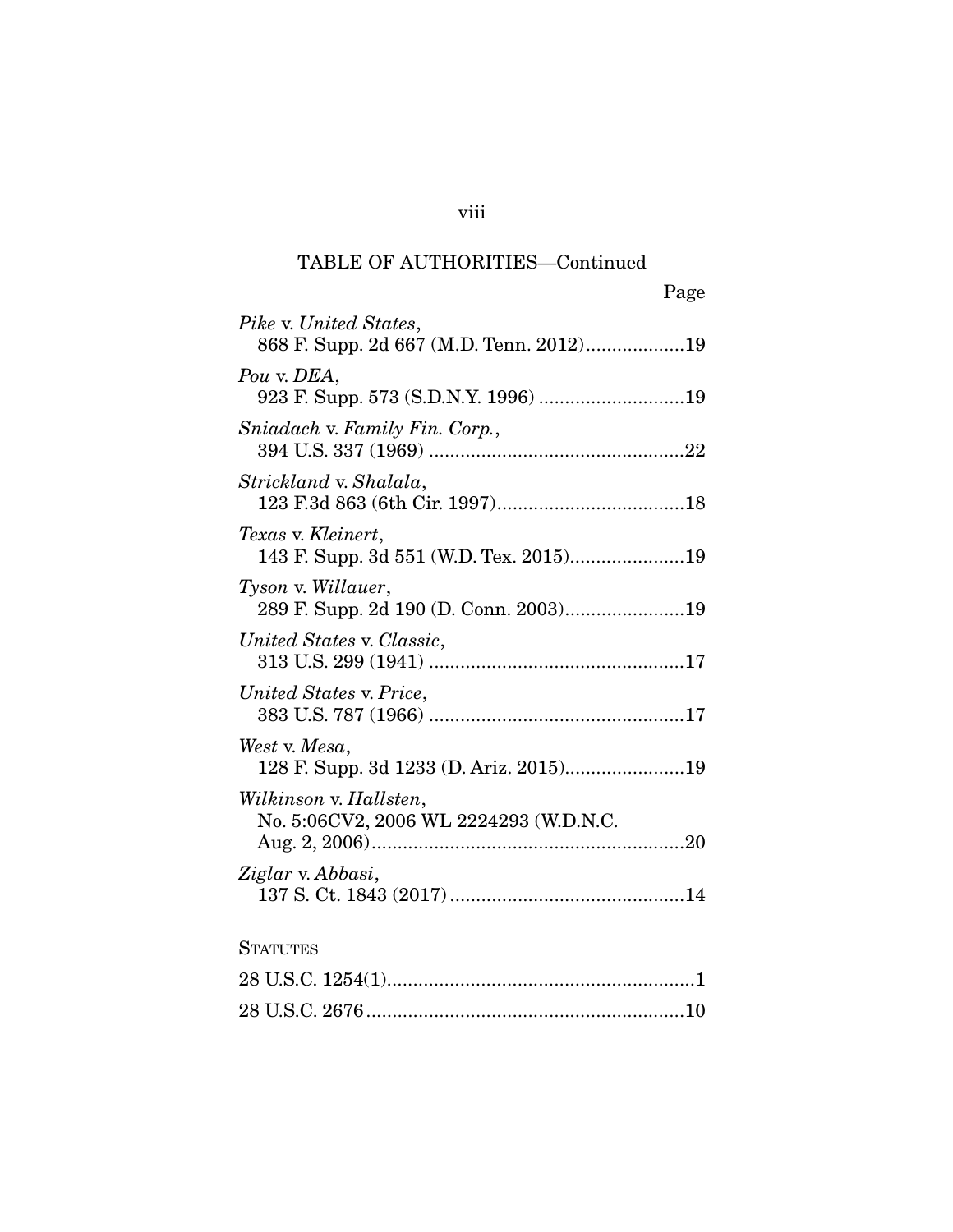TABLE OF AUTHORITIES—Continued

Page

*Pike* v. *United States*,
868 F. Supp. 2d 667 (M.D. Tenn. 2012)...................19

*Pou* v. *DEA*,
923 F. Supp. 573 (S.D.N.Y. 1996) ............................19

*Sniadach* v. *Family Fin. Corp.*,
394 U.S. 337 (1969) .................................................22

*Strickland* v. *Shalala*,
123 F.3d 863 (6th Cir. 1997)....................................18

*Texas* v. *Kleinert*,
143 F. Supp. 3d 551 (W.D. Tex. 2015)......................19

*Tyson* v. *Willauer*,
289 F. Supp. 2d 190 (D. Conn. 2003).......................19

*United States* v. *Classic*,
313 U.S. 299 (1941) .................................................17

*United States* v. *Price*,
383 U.S. 787 (1966) .................................................17

*West* v. *Mesa*,
128 F. Supp. 3d 1233 (D. Ariz. 2015).......................19

*Wilkinson* v. *Hallsten*,
No. 5:06CV2, 2006 WL 2224293 (W.D.N.C.
Aug. 2, 2006)............................................................20

*Ziglar* v. *Abbasi*,
137 S. Ct. 1843 (2017) .............................................14

STATUTES

28 U.S.C. 1254(1)...........................................................1

28 U.S.C. 2676.............................................................10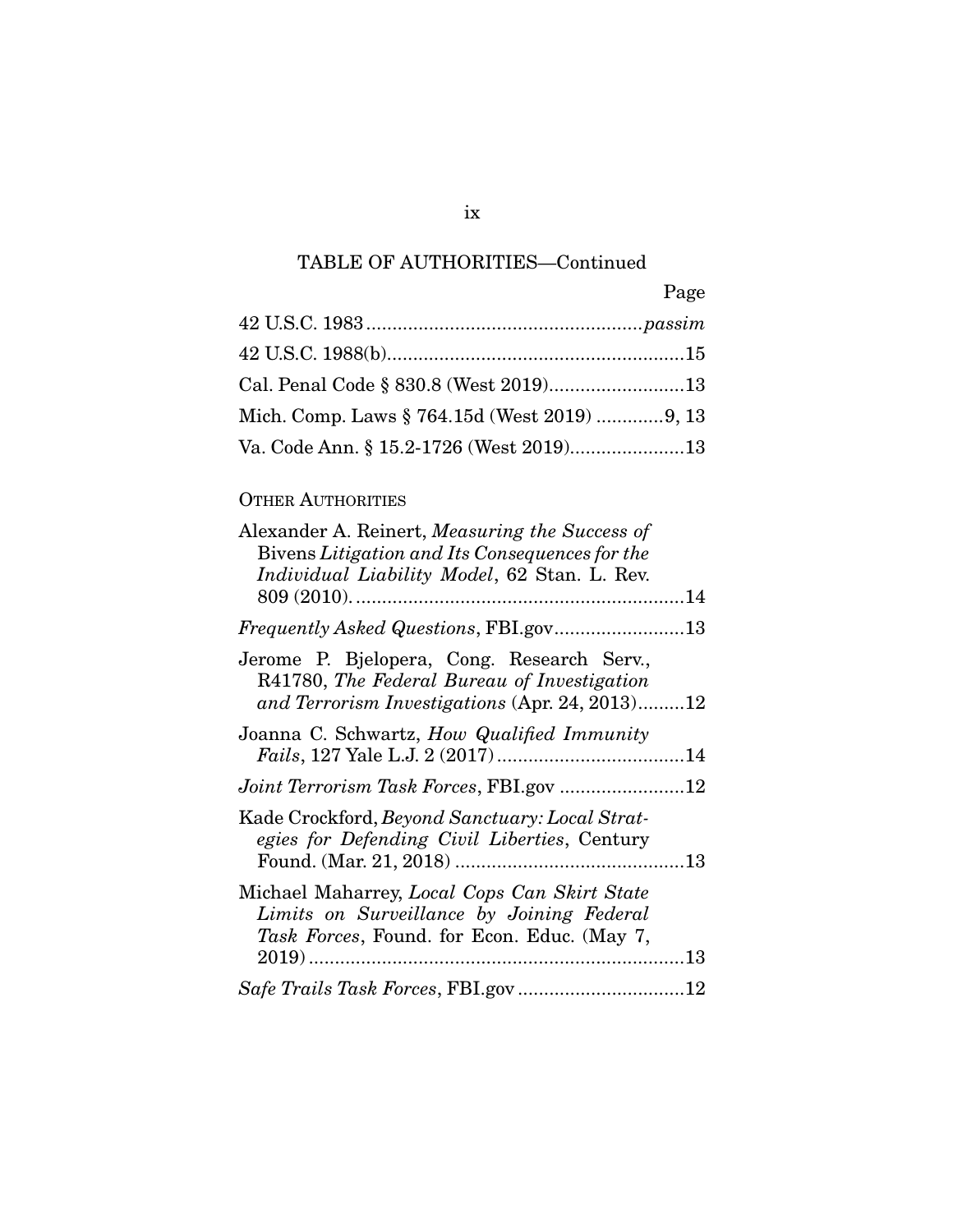TABLE OF AUTHORITIES—Continued

| | Page |
|---|---|
| 42 U.S.C. 1983 | *passim* |
| 42 U.S.C. 1988(b) | 15 |
| Cal. Penal Code § 830.8 (West 2019) | 13 |
| Mich. Comp. Laws § 764.15d (West 2019) | 9, 13 |
| Va. Code Ann. § 15.2-1726 (West 2019) | 13 |

OTHER AUTHORITIES

| | |
|---|---|
| Alexander A. Reinert, *Measuring the Success of* Bivens *Litigation and Its Consequences for the Individual Liability Model*, 62 Stan. L. Rev. 809 (2010). | 14 |
| *Frequently Asked Questions*, FBI.gov | 13 |
| Jerome P. Bjelopera, Cong. Research Serv., R41780, *The Federal Bureau of Investigation and Terrorism Investigations* (Apr. 24, 2013) | 12 |
| Joanna C. Schwartz, *How Qualified Immunity Fails*, 127 Yale L.J. 2 (2017) | 14 |
| *Joint Terrorism Task Forces*, FBI.gov | 12 |
| Kade Crockford, *Beyond Sanctuary: Local Strategies for Defending Civil Liberties*, Century Found. (Mar. 21, 2018) | 13 |
| Michael Maharrey, *Local Cops Can Skirt State Limits on Surveillance by Joining Federal Task Forces*, Found. for Econ. Educ. (May 7, 2019) | 13 |
| *Safe Trails Task Forces*, FBI.gov | 12 |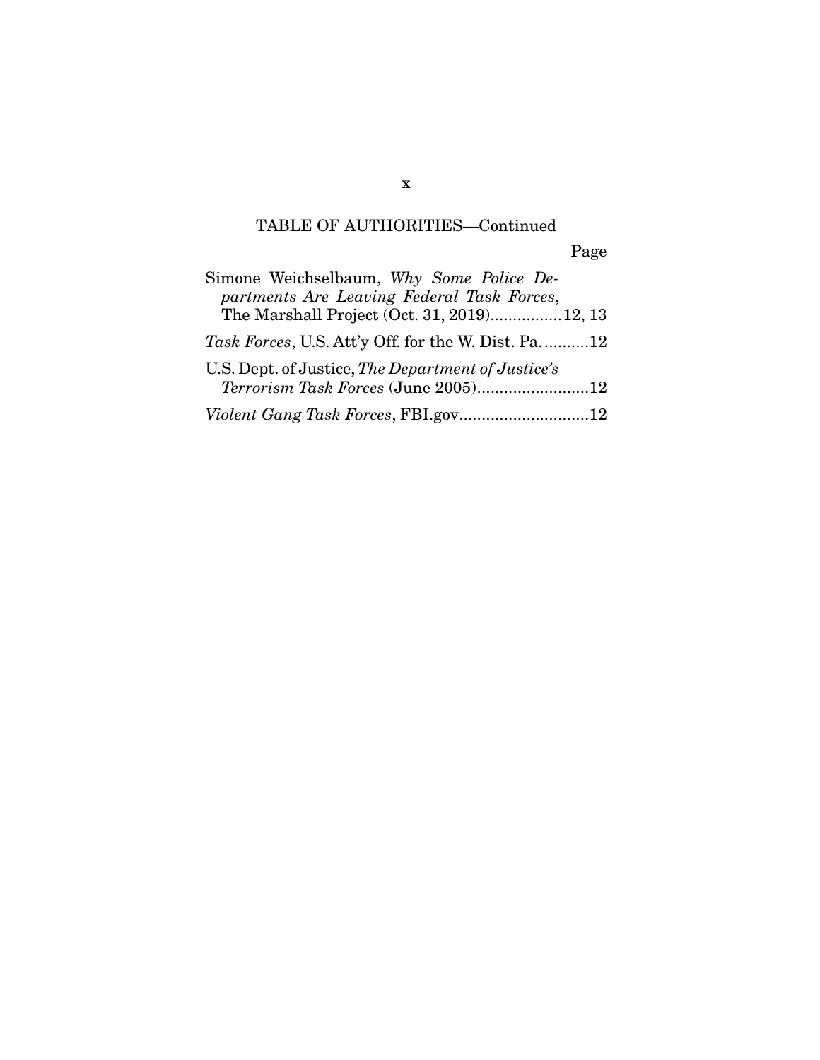TABLE OF AUTHORITIES—Continued

Page

Simone Weichselbaum, *Why Some Police Departments Are Leaving Federal Task Forces*, The Marshall Project (Oct. 31, 2019)................12, 13

*Task Forces*, U.S. Att'y Off. for the W. Dist. Pa...........12

U.S. Dept. of Justice, *The Department of Justice's Terrorism Task Forces* (June 2005).........................12

*Violent Gang Task Forces*, FBI.gov.............................12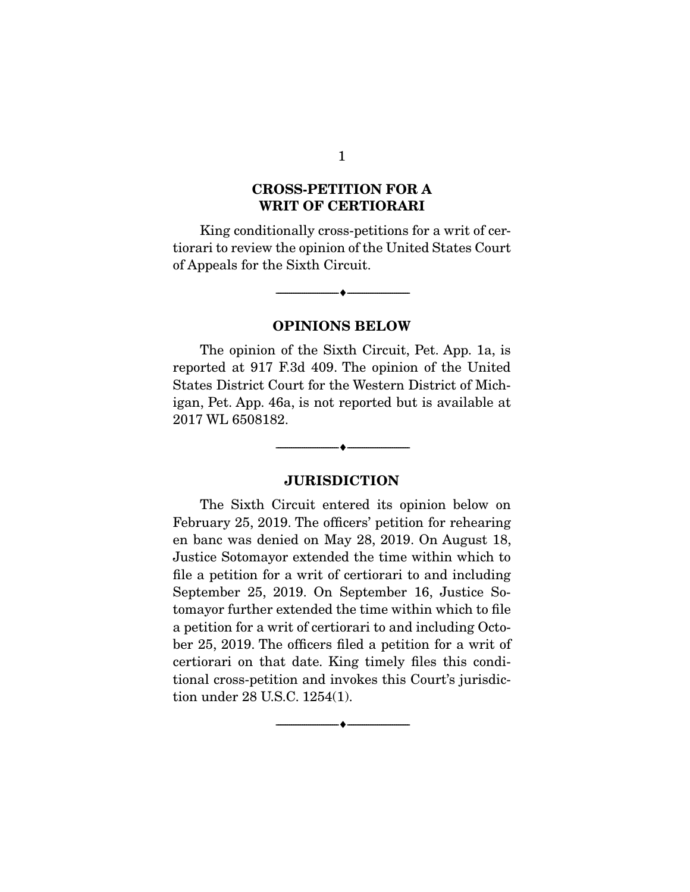## CROSS-PETITION FOR A WRIT OF CERTIORARI

King conditionally cross-petitions for a writ of certiorari to review the opinion of the United States Court of Appeals for the Sixth Circuit.

---

## OPINIONS BELOW

The opinion of the Sixth Circuit, Pet. App. 1a, is reported at 917 F.3d 409. The opinion of the United States District Court for the Western District of Michigan, Pet. App. 46a, is not reported but is available at 2017 WL 6508182.

---

## JURISDICTION

The Sixth Circuit entered its opinion below on February 25, 2019. The officers' petition for rehearing en banc was denied on May 28, 2019. On August 18, Justice Sotomayor extended the time within which to file a petition for a writ of certiorari to and including September 25, 2019. On September 16, Justice Sotomayor further extended the time within which to file a petition for a writ of certiorari to and including October 25, 2019. The officers filed a petition for a writ of certiorari on that date. King timely files this conditional cross-petition and invokes this Court's jurisdiction under 28 U.S.C. 1254(1).

---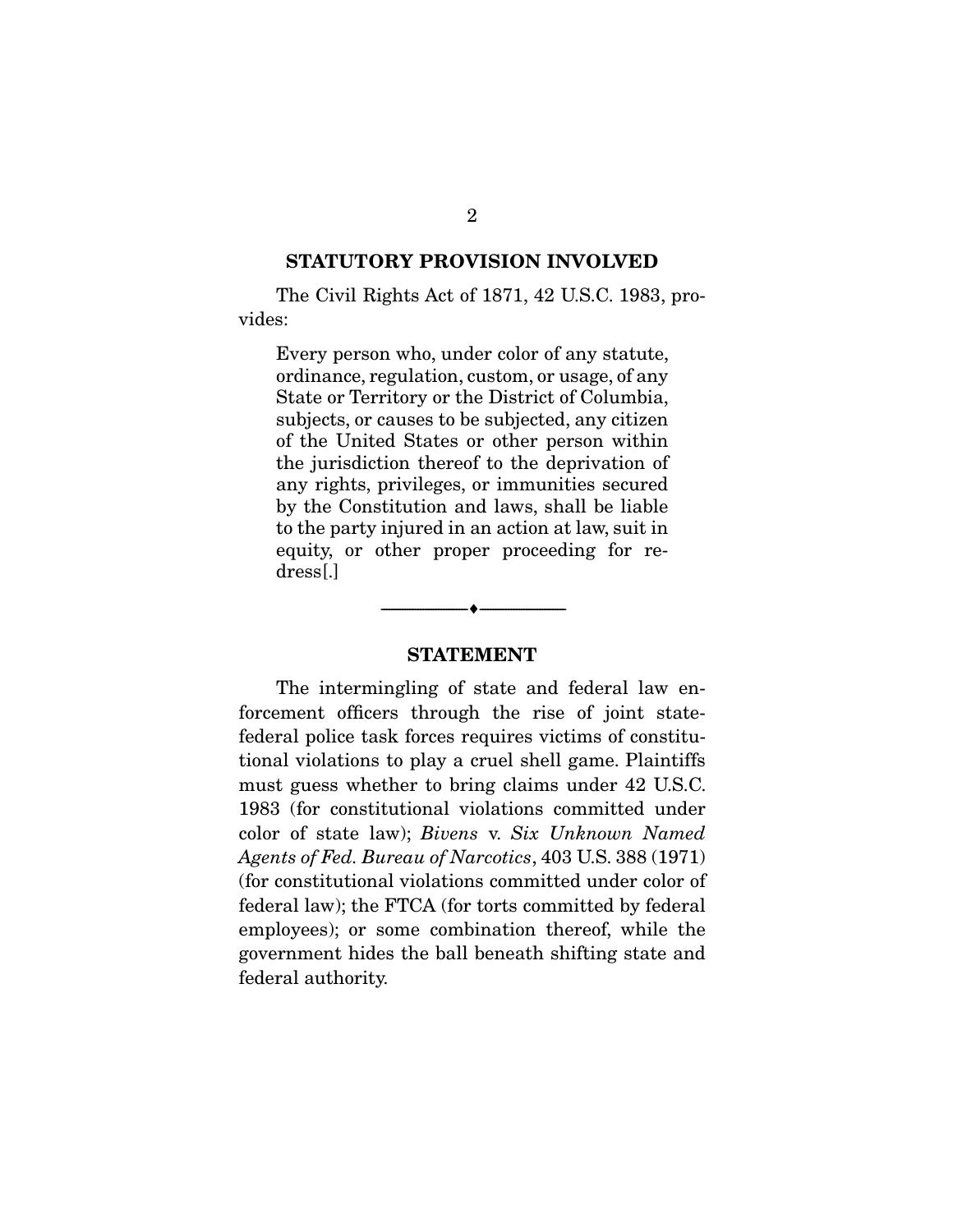## STATUTORY PROVISION INVOLVED

The Civil Rights Act of 1871, 42 U.S.C. 1983, provides:

> Every person who, under color of any statute, ordinance, regulation, custom, or usage, of any State or Territory or the District of Columbia, subjects, or causes to be subjected, any citizen of the United States or other person within the jurisdiction thereof to the deprivation of any rights, privileges, or immunities secured by the Constitution and laws, shall be liable to the party injured in an action at law, suit in equity, or other proper proceeding for redress[.]

---

## STATEMENT

The intermingling of state and federal law enforcement officers through the rise of joint state-federal police task forces requires victims of constitutional violations to play a cruel shell game. Plaintiffs must guess whether to bring claims under 42 U.S.C. 1983 (for constitutional violations committed under color of state law); *Bivens* v. *Six Unknown Named Agents of Fed. Bureau of Narcotics*, 403 U.S. 388 (1971) (for constitutional violations committed under color of federal law); the FTCA (for torts committed by federal employees); or some combination thereof, while the government hides the ball beneath shifting state and federal authority.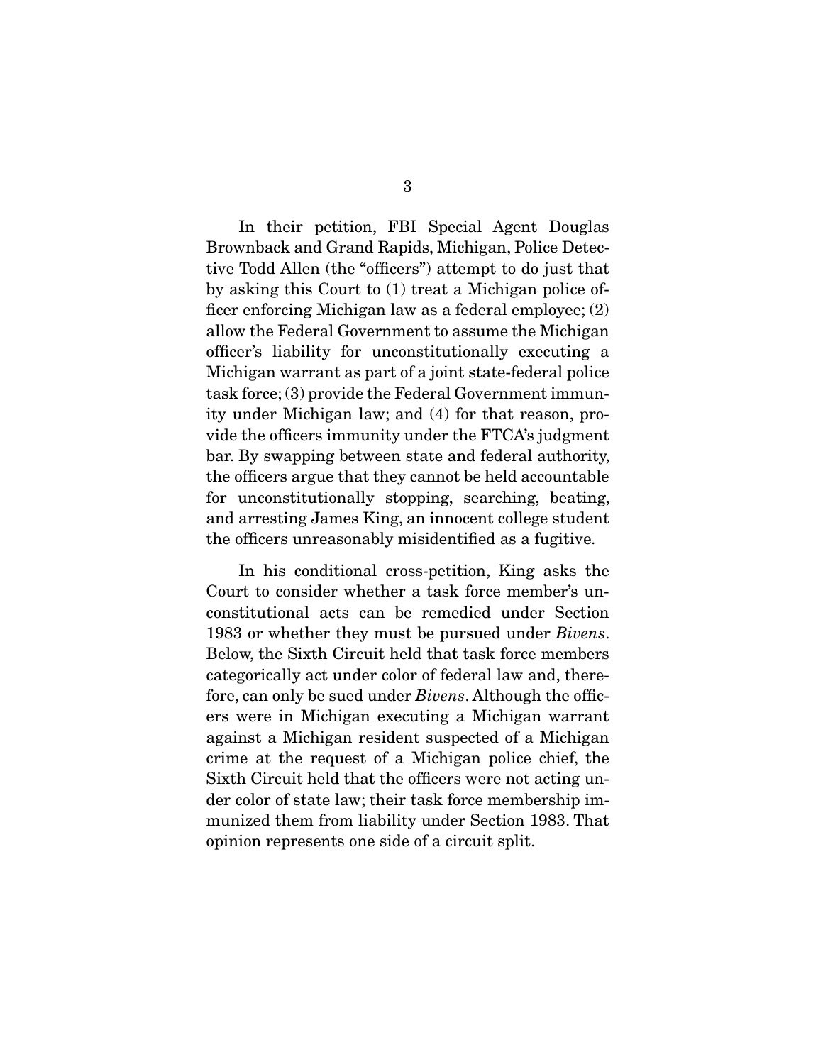In their petition, FBI Special Agent Douglas Brownback and Grand Rapids, Michigan, Police Detective Todd Allen (the "officers") attempt to do just that by asking this Court to (1) treat a Michigan police officer enforcing Michigan law as a federal employee; (2) allow the Federal Government to assume the Michigan officer's liability for unconstitutionally executing a Michigan warrant as part of a joint state-federal police task force; (3) provide the Federal Government immunity under Michigan law; and (4) for that reason, provide the officers immunity under the FTCA's judgment bar. By swapping between state and federal authority, the officers argue that they cannot be held accountable for unconstitutionally stopping, searching, beating, and arresting James King, an innocent college student the officers unreasonably misidentified as a fugitive.

In his conditional cross-petition, King asks the Court to consider whether a task force member's unconstitutional acts can be remedied under Section 1983 or whether they must be pursued under *Bivens*. Below, the Sixth Circuit held that task force members categorically act under color of federal law and, therefore, can only be sued under *Bivens*. Although the officers were in Michigan executing a Michigan warrant against a Michigan resident suspected of a Michigan crime at the request of a Michigan police chief, the Sixth Circuit held that the officers were not acting under color of state law; their task force membership immunized them from liability under Section 1983. That opinion represents one side of a circuit split.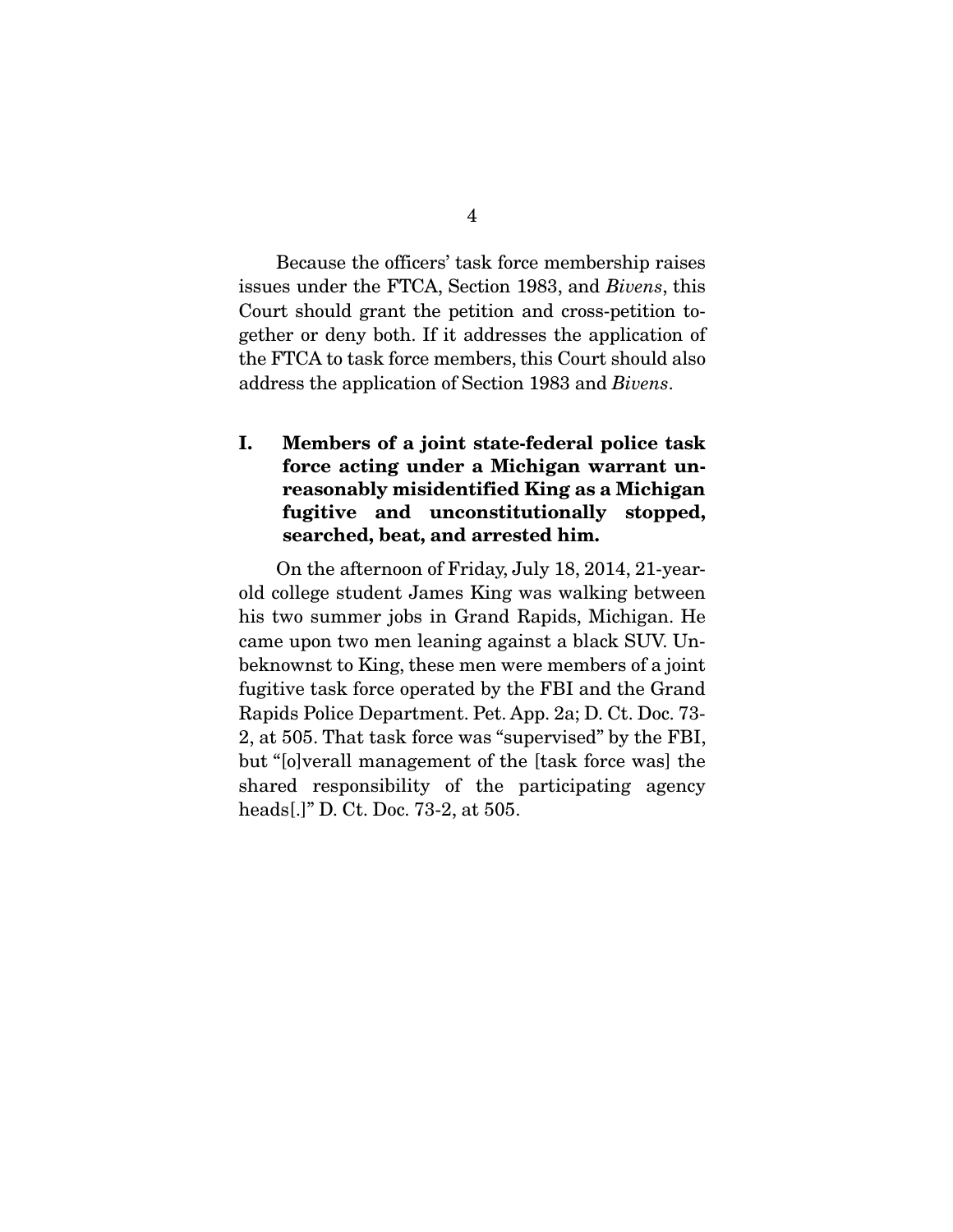Because the officers' task force membership raises issues under the FTCA, Section 1983, and *Bivens*, this Court should grant the petition and cross-petition together or deny both. If it addresses the application of the FTCA to task force members, this Court should also address the application of Section 1983 and *Bivens*.

## I. Members of a joint state-federal police task force acting under a Michigan warrant unreasonably misidentified King as a Michigan fugitive and unconstitutionally stopped, searched, beat, and arrested him.

On the afternoon of Friday, July 18, 2014, 21-year-old college student James King was walking between his two summer jobs in Grand Rapids, Michigan. He came upon two men leaning against a black SUV. Unbeknownst to King, these men were members of a joint fugitive task force operated by the FBI and the Grand Rapids Police Department. Pet. App. 2a; D. Ct. Doc. 73-2, at 505. That task force was "supervised" by the FBI, but "[o]verall management of the [task force was] the shared responsibility of the participating agency heads[.]" D. Ct. Doc. 73-2, at 505.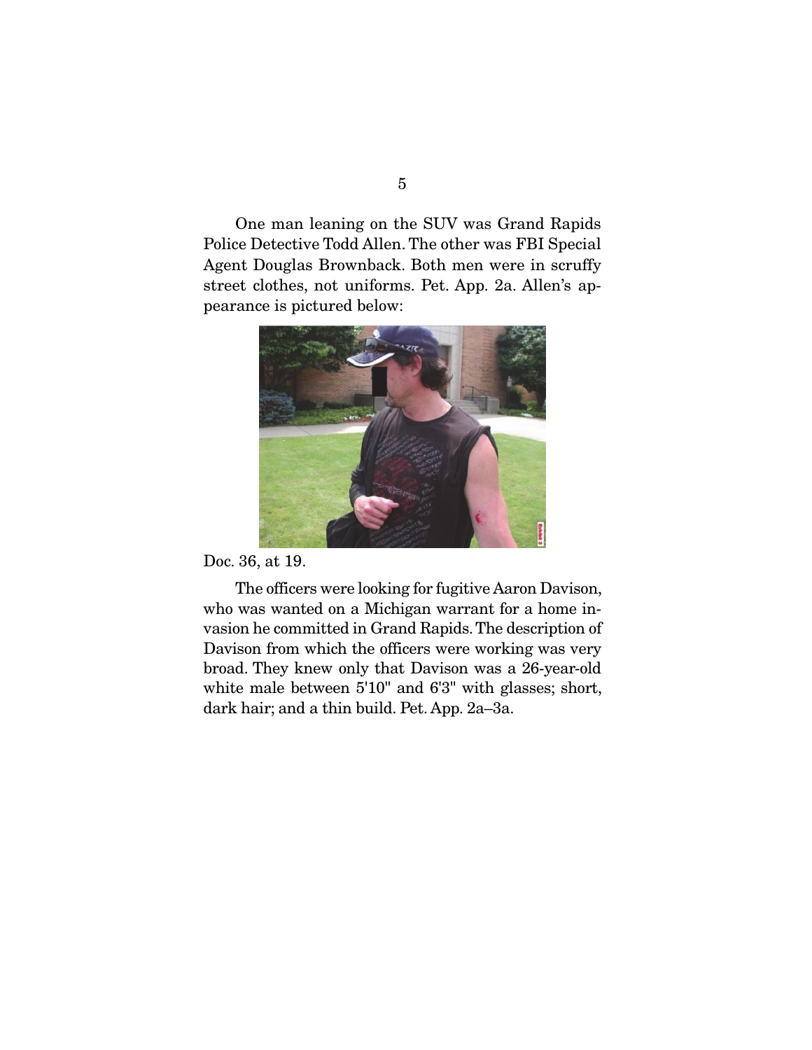One man leaning on the SUV was Grand Rapids Police Detective Todd Allen. The other was FBI Special Agent Douglas Brownback. Both men were in scruffy street clothes, not uniforms. Pet. App. 2a. Allen's appearance is pictured below:

Doc. 36, at 19.

The officers were looking for fugitive Aaron Davison, who was wanted on a Michigan warrant for a home invasion he committed in Grand Rapids. The description of Davison from which the officers were working was very broad. They knew only that Davison was a 26-year-old white male between 5'10" and 6'3" with glasses; short, dark hair; and a thin build. Pet. App. 2a–3a.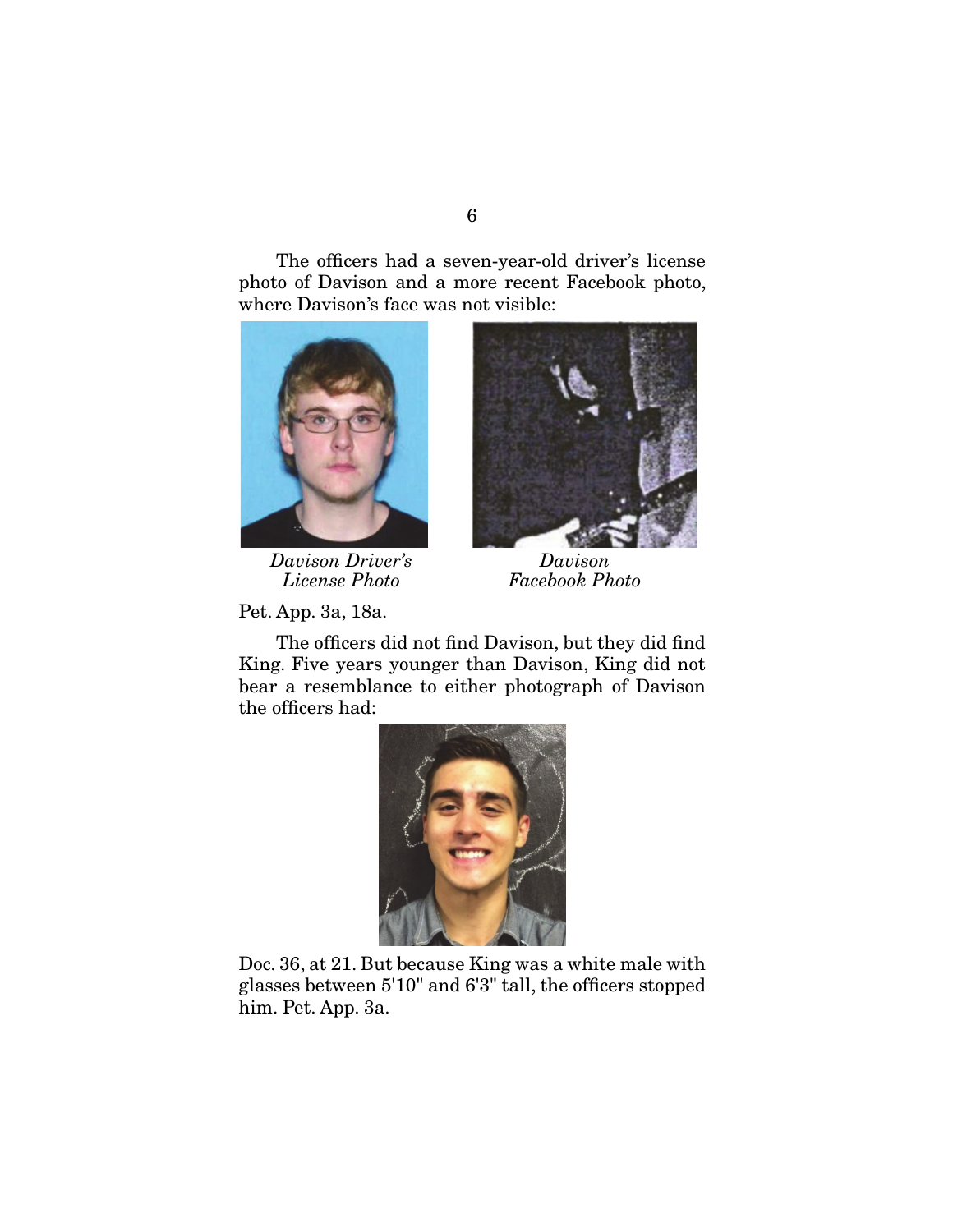The officers had a seven-year-old driver's license photo of Davison and a more recent Facebook photo, where Davison's face was not visible:

*Davison Driver's License Photo*

*Davison Facebook Photo*

Pet. App. 3a, 18a.

The officers did not find Davison, but they did find King. Five years younger than Davison, King did not bear a resemblance to either photograph of Davison the officers had:

Doc. 36, at 21. But because King was a white male with glasses between 5'10" and 6'3" tall, the officers stopped him. Pet. App. 3a.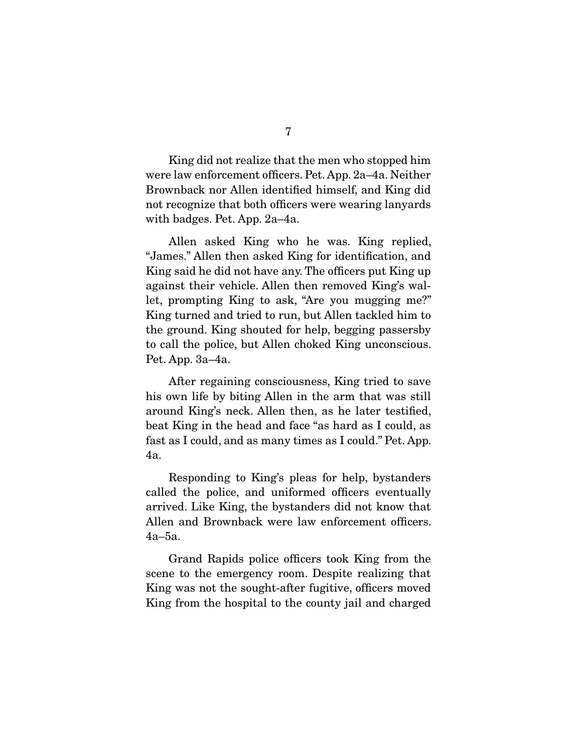King did not realize that the men who stopped him were law enforcement officers. Pet. App. 2a–4a. Neither Brownback nor Allen identified himself, and King did not recognize that both officers were wearing lanyards with badges. Pet. App. 2a–4a.

Allen asked King who he was. King replied, "James." Allen then asked King for identification, and King said he did not have any. The officers put King up against their vehicle. Allen then removed King's wallet, prompting King to ask, "Are you mugging me?" King turned and tried to run, but Allen tackled him to the ground. King shouted for help, begging passersby to call the police, but Allen choked King unconscious. Pet. App. 3a–4a.

After regaining consciousness, King tried to save his own life by biting Allen in the arm that was still around King's neck. Allen then, as he later testified, beat King in the head and face "as hard as I could, as fast as I could, and as many times as I could." Pet. App. 4a.

Responding to King's pleas for help, bystanders called the police, and uniformed officers eventually arrived. Like King, the bystanders did not know that Allen and Brownback were law enforcement officers. 4a–5a.

Grand Rapids police officers took King from the scene to the emergency room. Despite realizing that King was not the sought-after fugitive, officers moved King from the hospital to the county jail and charged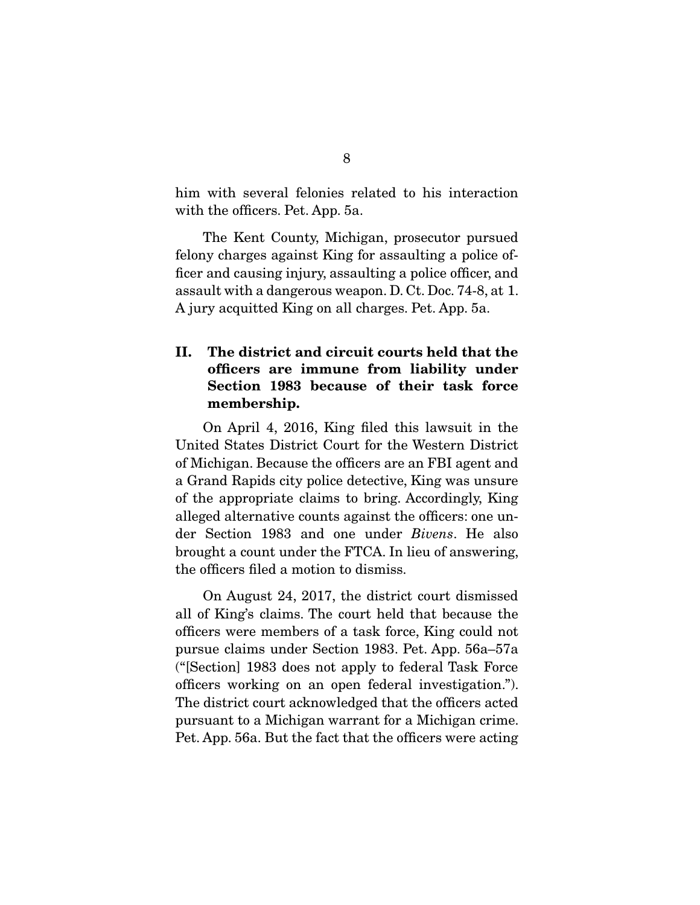him with several felonies related to his interaction with the officers. Pet. App. 5a.

The Kent County, Michigan, prosecutor pursued felony charges against King for assaulting a police officer and causing injury, assaulting a police officer, and assault with a dangerous weapon. D. Ct. Doc. 74-8, at 1. A jury acquitted King on all charges. Pet. App. 5a.

## II. The district and circuit courts held that the officers are immune from liability under Section 1983 because of their task force membership.

On April 4, 2016, King filed this lawsuit in the United States District Court for the Western District of Michigan. Because the officers are an FBI agent and a Grand Rapids city police detective, King was unsure of the appropriate claims to bring. Accordingly, King alleged alternative counts against the officers: one under Section 1983 and one under *Bivens*. He also brought a count under the FTCA. In lieu of answering, the officers filed a motion to dismiss.

On August 24, 2017, the district court dismissed all of King's claims. The court held that because the officers were members of a task force, King could not pursue claims under Section 1983. Pet. App. 56a–57a ("[Section] 1983 does not apply to federal Task Force officers working on an open federal investigation."). The district court acknowledged that the officers acted pursuant to a Michigan warrant for a Michigan crime. Pet. App. 56a. But the fact that the officers were acting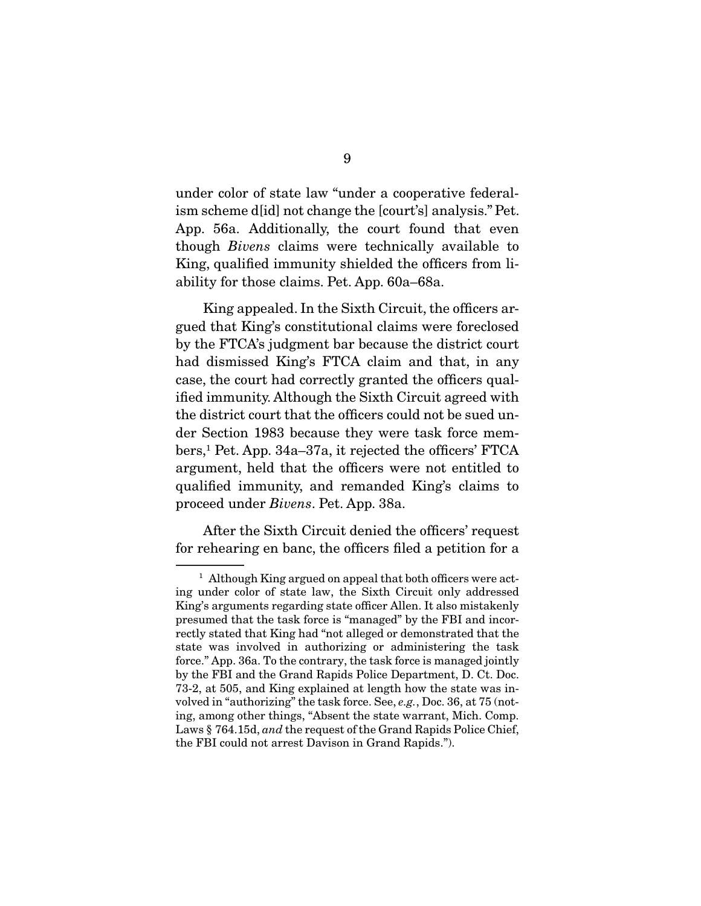under color of state law "under a cooperative federalism scheme d[id] not change the [court's] analysis." Pet. App. 56a. Additionally, the court found that even though *Bivens* claims were technically available to King, qualified immunity shielded the officers from liability for those claims. Pet. App. 60a–68a.

King appealed. In the Sixth Circuit, the officers argued that King's constitutional claims were foreclosed by the FTCA's judgment bar because the district court had dismissed King's FTCA claim and that, in any case, the court had correctly granted the officers qualified immunity. Although the Sixth Circuit agreed with the district court that the officers could not be sued under Section 1983 because they were task force members,[1] Pet. App. 34a–37a, it rejected the officers' FTCA argument, held that the officers were not entitled to qualified immunity, and remanded King's claims to proceed under *Bivens*. Pet. App. 38a.

After the Sixth Circuit denied the officers' request for rehearing en banc, the officers filed a petition for a

---

[1] Although King argued on appeal that both officers were acting under color of state law, the Sixth Circuit only addressed King's arguments regarding state officer Allen. It also mistakenly presumed that the task force is "managed" by the FBI and incorrectly stated that King had "not alleged or demonstrated that the state was involved in authorizing or administering the task force." App. 36a. To the contrary, the task force is managed jointly by the FBI and the Grand Rapids Police Department, D. Ct. Doc. 73-2, at 505, and King explained at length how the state was involved in "authorizing" the task force. See, *e.g.*, Doc. 36, at 75 (noting, among other things, "Absent the state warrant, Mich. Comp. Laws § 764.15d, *and* the request of the Grand Rapids Police Chief, the FBI could not arrest Davison in Grand Rapids.").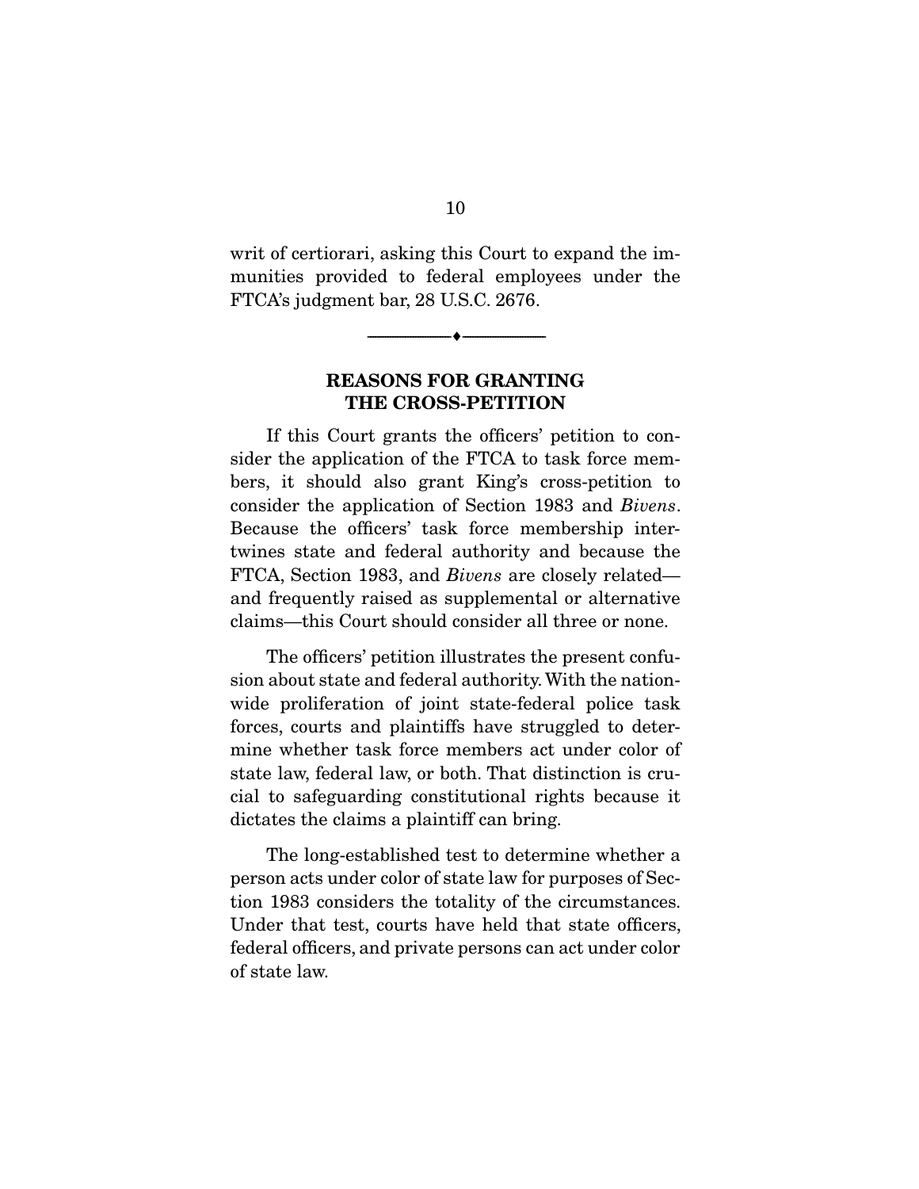writ of certiorari, asking this Court to expand the immunities provided to federal employees under the FTCA's judgment bar, 28 U.S.C. 2676.

---

## REASONS FOR GRANTING THE CROSS-PETITION

If this Court grants the officers' petition to consider the application of the FTCA to task force members, it should also grant King's cross-petition to consider the application of Section 1983 and *Bivens*. Because the officers' task force membership intertwines state and federal authority and because the FTCA, Section 1983, and *Bivens* are closely related—and frequently raised as supplemental or alternative claims—this Court should consider all three or none.

The officers' petition illustrates the present confusion about state and federal authority. With the nationwide proliferation of joint state-federal police task forces, courts and plaintiffs have struggled to determine whether task force members act under color of state law, federal law, or both. That distinction is crucial to safeguarding constitutional rights because it dictates the claims a plaintiff can bring.

The long-established test to determine whether a person acts under color of state law for purposes of Section 1983 considers the totality of the circumstances. Under that test, courts have held that state officers, federal officers, and private persons can act under color of state law.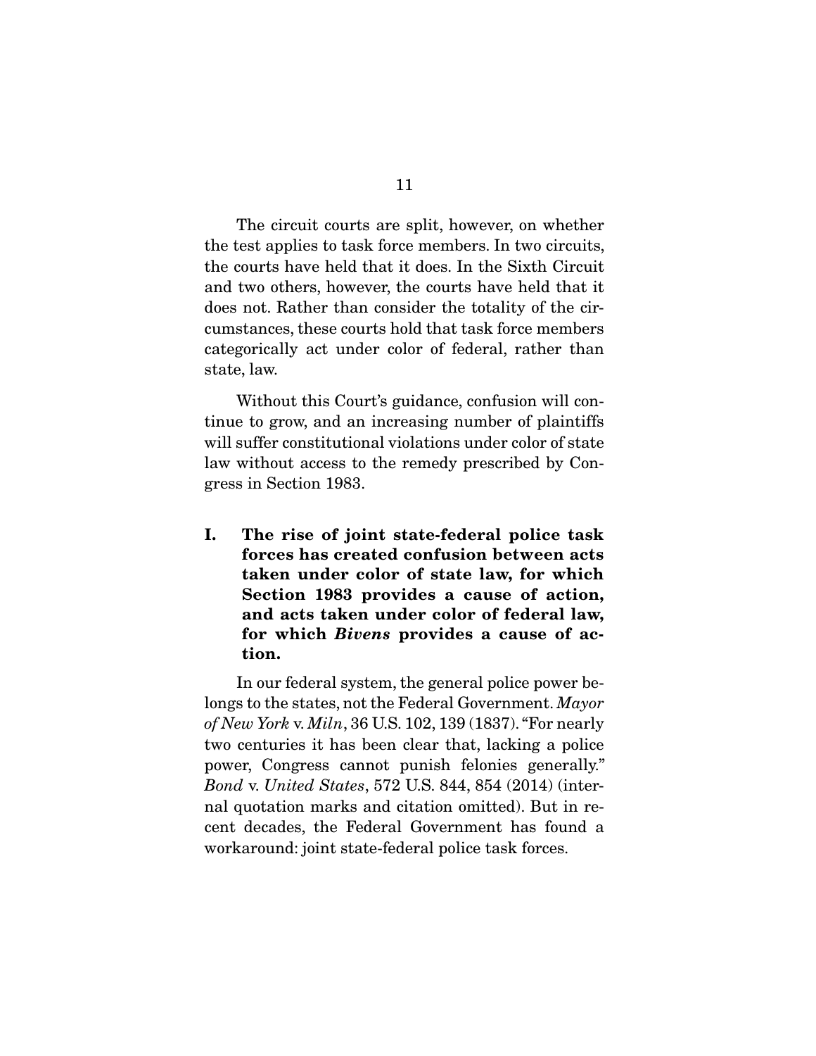The circuit courts are split, however, on whether the test applies to task force members. In two circuits, the courts have held that it does. In the Sixth Circuit and two others, however, the courts have held that it does not. Rather than consider the totality of the circumstances, these courts hold that task force members categorically act under color of federal, rather than state, law.

Without this Court's guidance, confusion will continue to grow, and an increasing number of plaintiffs will suffer constitutional violations under color of state law without access to the remedy prescribed by Congress in Section 1983.

## I. The rise of joint state-federal police task forces has created confusion between acts taken under color of state law, for which Section 1983 provides a cause of action, and acts taken under color of federal law, for which *Bivens* provides a cause of action.

In our federal system, the general police power belongs to the states, not the Federal Government. *Mayor of New York* v. *Miln*, 36 U.S. 102, 139 (1837). "For nearly two centuries it has been clear that, lacking a police power, Congress cannot punish felonies generally." *Bond* v. *United States*, 572 U.S. 844, 854 (2014) (internal quotation marks and citation omitted). But in recent decades, the Federal Government has found a workaround: joint state-federal police task forces.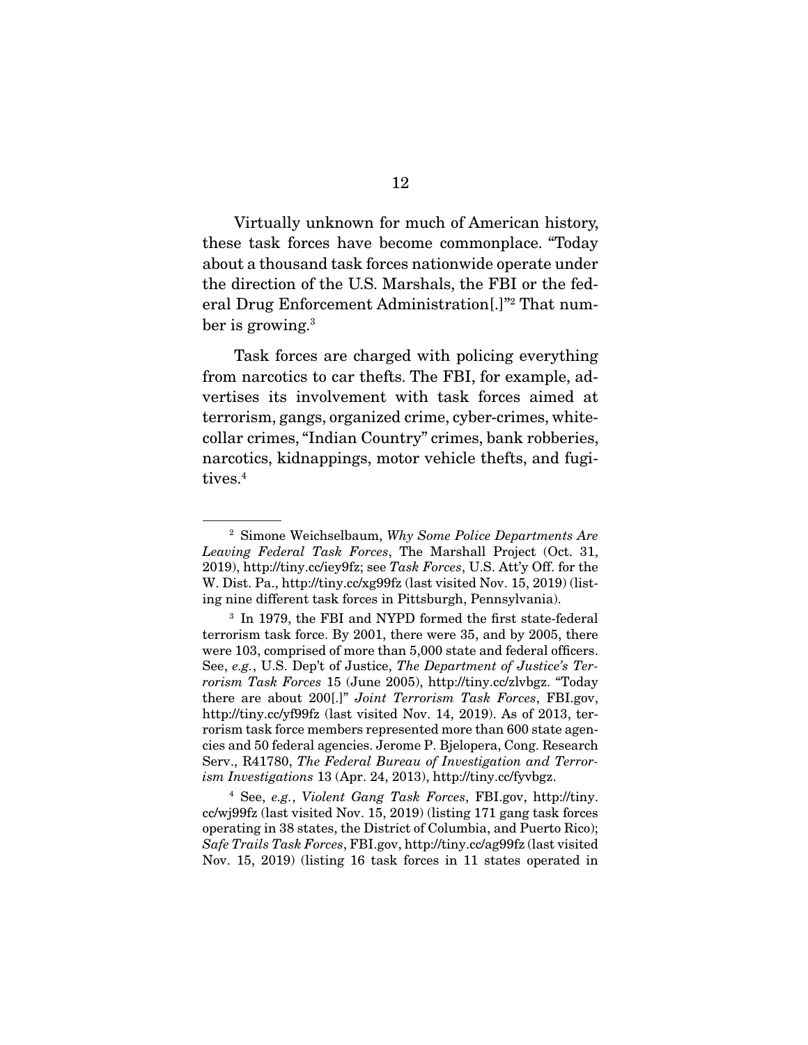Virtually unknown for much of American history, these task forces have become commonplace. "Today about a thousand task forces nationwide operate under the direction of the U.S. Marshals, the FBI or the federal Drug Enforcement Administration[.]"[2] That number is growing.[3]

Task forces are charged with policing everything from narcotics to car thefts. The FBI, for example, advertises its involvement with task forces aimed at terrorism, gangs, organized crime, cyber-crimes, white-collar crimes, "Indian Country" crimes, bank robberies, narcotics, kidnappings, motor vehicle thefts, and fugitives.[4]

---

[2] Simone Weichselbaum, *Why Some Police Departments Are Leaving Federal Task Forces*, The Marshall Project (Oct. 31, 2019), http://tiny.cc/iey9fz; see *Task Forces*, U.S. Att'y Off. for the W. Dist. Pa., http://tiny.cc/xg99fz (last visited Nov. 15, 2019) (listing nine different task forces in Pittsburgh, Pennsylvania).

[3] In 1979, the FBI and NYPD formed the first state-federal terrorism task force. By 2001, there were 35, and by 2005, there were 103, comprised of more than 5,000 state and federal officers. See, *e.g.*, U.S. Dep't of Justice, *The Department of Justice's Terrorism Task Forces* 15 (June 2005), http://tiny.cc/zlvbgz. "Today there are about 200[.]" *Joint Terrorism Task Forces*, FBI.gov, http://tiny.cc/yf99fz (last visited Nov. 14, 2019). As of 2013, terrorism task force members represented more than 600 state agencies and 50 federal agencies. Jerome P. Bjelopera, Cong. Research Serv., R41780, *The Federal Bureau of Investigation and Terrorism Investigations* 13 (Apr. 24, 2013), http://tiny.cc/fyvbgz.

[4] See, *e.g.*, *Violent Gang Task Forces*, FBI.gov, http://tiny.cc/wj99fz (last visited Nov. 15, 2019) (listing 171 gang task forces operating in 38 states, the District of Columbia, and Puerto Rico); *Safe Trails Task Forces*, FBI.gov, http://tiny.cc/ag99fz (last visited Nov. 15, 2019) (listing 16 task forces in 11 states operated in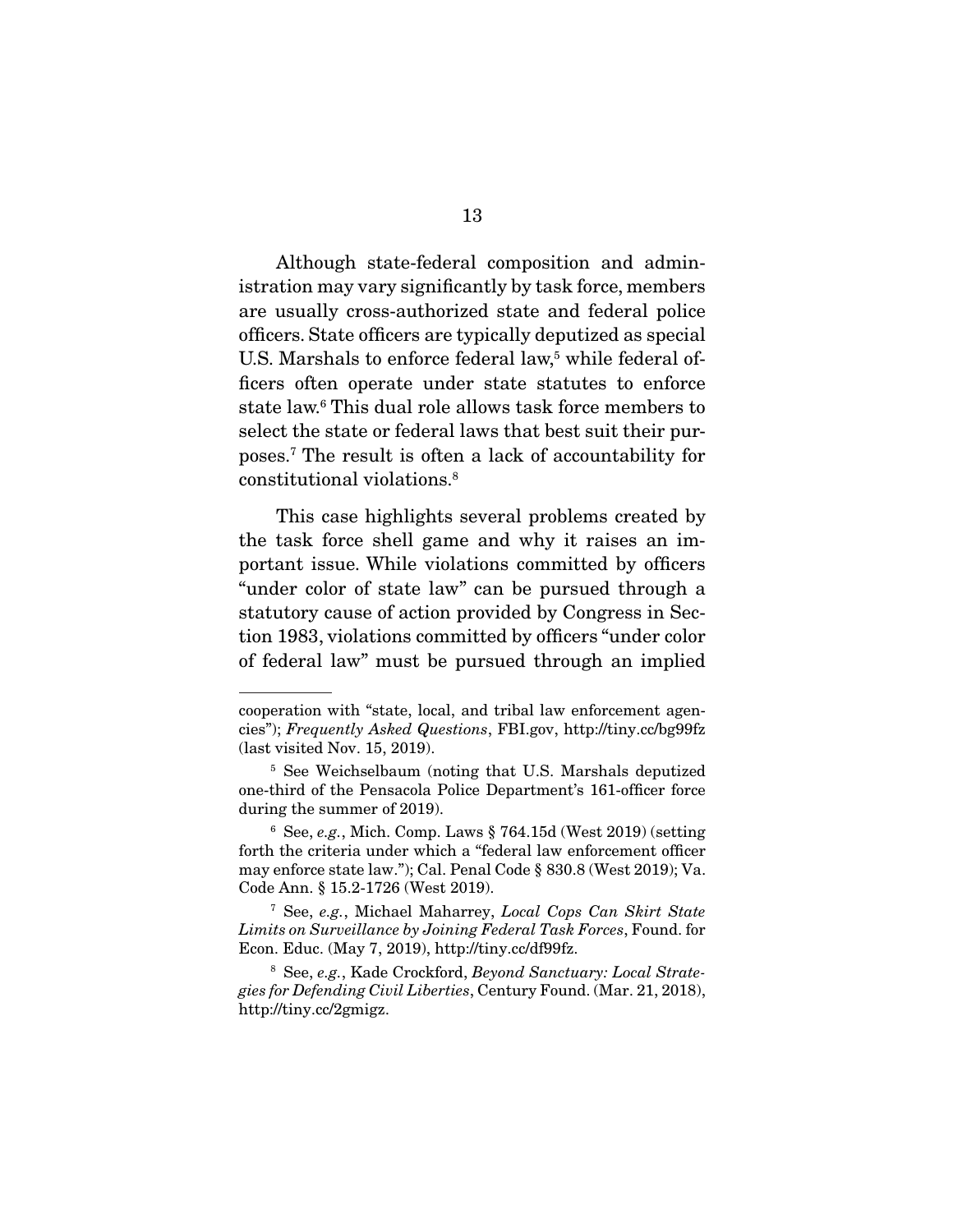Although state-federal composition and administration may vary significantly by task force, members are usually cross-authorized state and federal police officers. State officers are typically deputized as special U.S. Marshals to enforce federal law,[5] while federal officers often operate under state statutes to enforce state law.[6] This dual role allows task force members to select the state or federal laws that best suit their purposes.[7] The result is often a lack of accountability for constitutional violations.[8]

This case highlights several problems created by the task force shell game and why it raises an important issue. While violations committed by officers "under color of state law" can be pursued through a statutory cause of action provided by Congress in Section 1983, violations committed by officers "under color of federal law" must be pursued through an implied

---

cooperation with "state, local, and tribal law enforcement agencies"); *Frequently Asked Questions*, FBI.gov, http://tiny.cc/bg99fz (last visited Nov. 15, 2019).

[5] See Weichselbaum (noting that U.S. Marshals deputized one-third of the Pensacola Police Department's 161-officer force during the summer of 2019).

[6] See, *e.g.*, Mich. Comp. Laws § 764.15d (West 2019) (setting forth the criteria under which a "federal law enforcement officer may enforce state law."); Cal. Penal Code § 830.8 (West 2019); Va. Code Ann. § 15.2-1726 (West 2019).

[7] See, *e.g.*, Michael Maharrey, *Local Cops Can Skirt State Limits on Surveillance by Joining Federal Task Forces*, Found. for Econ. Educ. (May 7, 2019), http://tiny.cc/df99fz.

[8] See, *e.g.*, Kade Crockford, *Beyond Sanctuary: Local Strategies for Defending Civil Liberties*, Century Found. (Mar. 21, 2018), http://tiny.cc/2gmigz.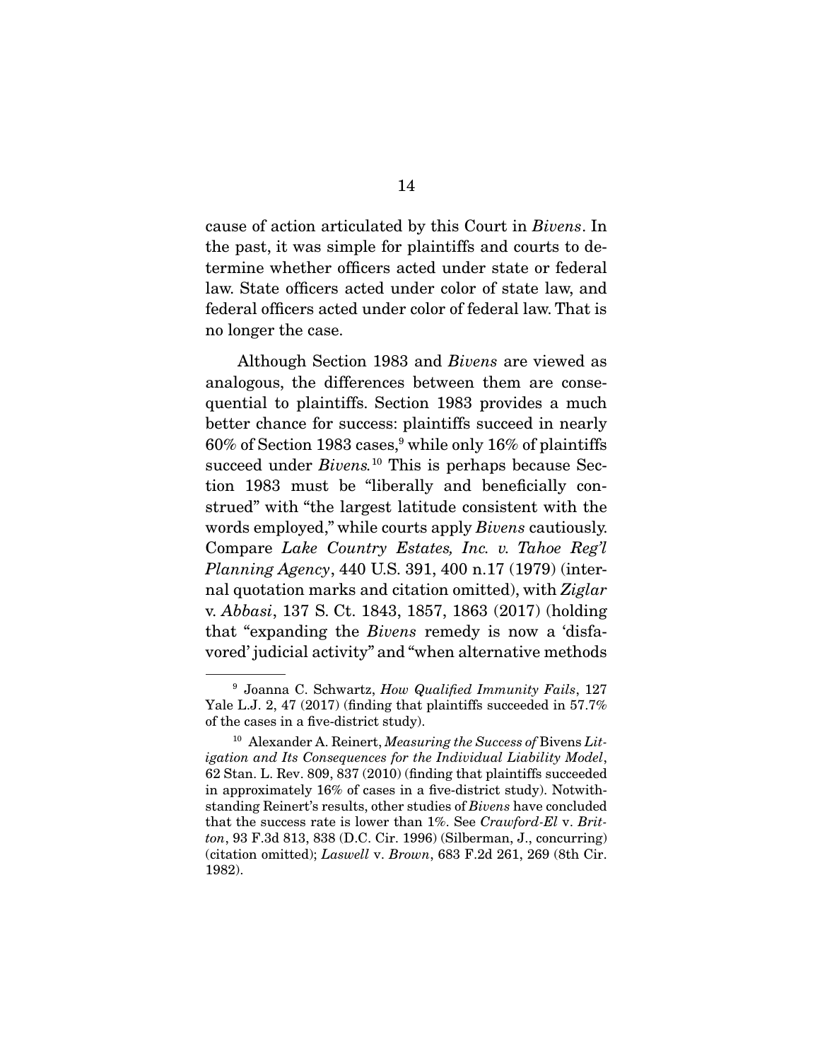cause of action articulated by this Court in *Bivens*. In the past, it was simple for plaintiffs and courts to determine whether officers acted under state or federal law. State officers acted under color of state law, and federal officers acted under color of federal law. That is no longer the case.

Although Section 1983 and *Bivens* are viewed as analogous, the differences between them are consequential to plaintiffs. Section 1983 provides a much better chance for success: plaintiffs succeed in nearly 60% of Section 1983 cases,[9] while only 16% of plaintiffs succeed under *Bivens*.[10] This is perhaps because Section 1983 must be "liberally and beneficially construed" with "the largest latitude consistent with the words employed," while courts apply *Bivens* cautiously. Compare *Lake Country Estates, Inc. v. Tahoe Reg'l Planning Agency*, 440 U.S. 391, 400 n.17 (1979) (internal quotation marks and citation omitted), with *Ziglar* v. *Abbasi*, 137 S. Ct. 1843, 1857, 1863 (2017) (holding that "expanding the *Bivens* remedy is now a 'disfavored' judicial activity" and "when alternative methods

---

[9] Joanna C. Schwartz, *How Qualified Immunity Fails*, 127 Yale L.J. 2, 47 (2017) (finding that plaintiffs succeeded in 57.7% of the cases in a five-district study).

[10] Alexander A. Reinert, *Measuring the Success of* Bivens *Litigation and Its Consequences for the Individual Liability Model*, 62 Stan. L. Rev. 809, 837 (2010) (finding that plaintiffs succeeded in approximately 16% of cases in a five-district study). Notwithstanding Reinert's results, other studies of *Bivens* have concluded that the success rate is lower than 1%. See *Crawford-El* v. *Britton*, 93 F.3d 813, 838 (D.C. Cir. 1996) (Silberman, J., concurring) (citation omitted); *Laswell* v. *Brown*, 683 F.2d 261, 269 (8th Cir. 1982).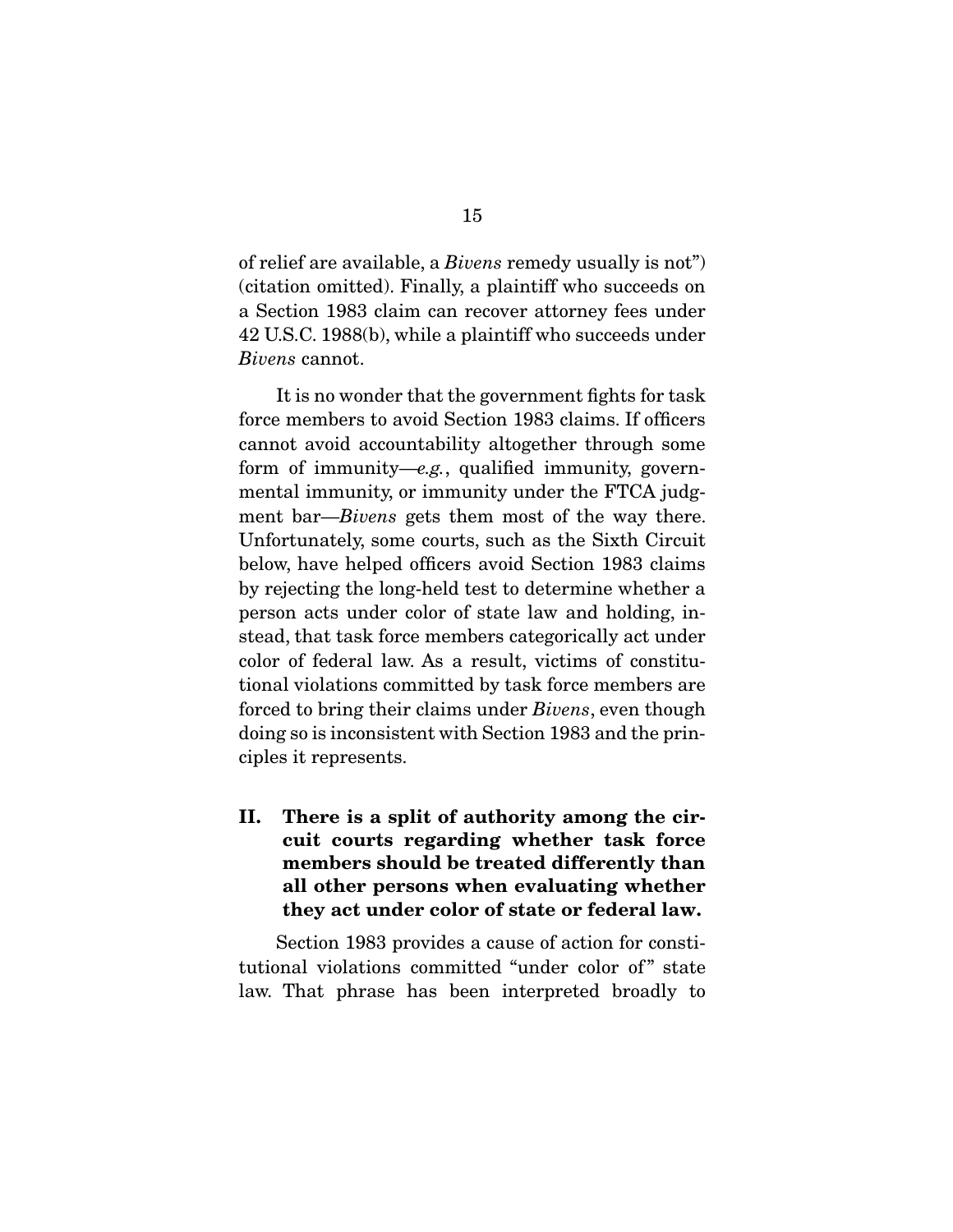of relief are available, a *Bivens* remedy usually is not") (citation omitted). Finally, a plaintiff who succeeds on a Section 1983 claim can recover attorney fees under 42 U.S.C. 1988(b), while a plaintiff who succeeds under *Bivens* cannot.

It is no wonder that the government fights for task force members to avoid Section 1983 claims. If officers cannot avoid accountability altogether through some form of immunity—*e.g.*, qualified immunity, governmental immunity, or immunity under the FTCA judgment bar—*Bivens* gets them most of the way there. Unfortunately, some courts, such as the Sixth Circuit below, have helped officers avoid Section 1983 claims by rejecting the long-held test to determine whether a person acts under color of state law and holding, instead, that task force members categorically act under color of federal law. As a result, victims of constitutional violations committed by task force members are forced to bring their claims under *Bivens*, even though doing so is inconsistent with Section 1983 and the principles it represents.

## II. There is a split of authority among the circuit courts regarding whether task force members should be treated differently than all other persons when evaluating whether they act under color of state or federal law.

Section 1983 provides a cause of action for constitutional violations committed "under color of" state law. That phrase has been interpreted broadly to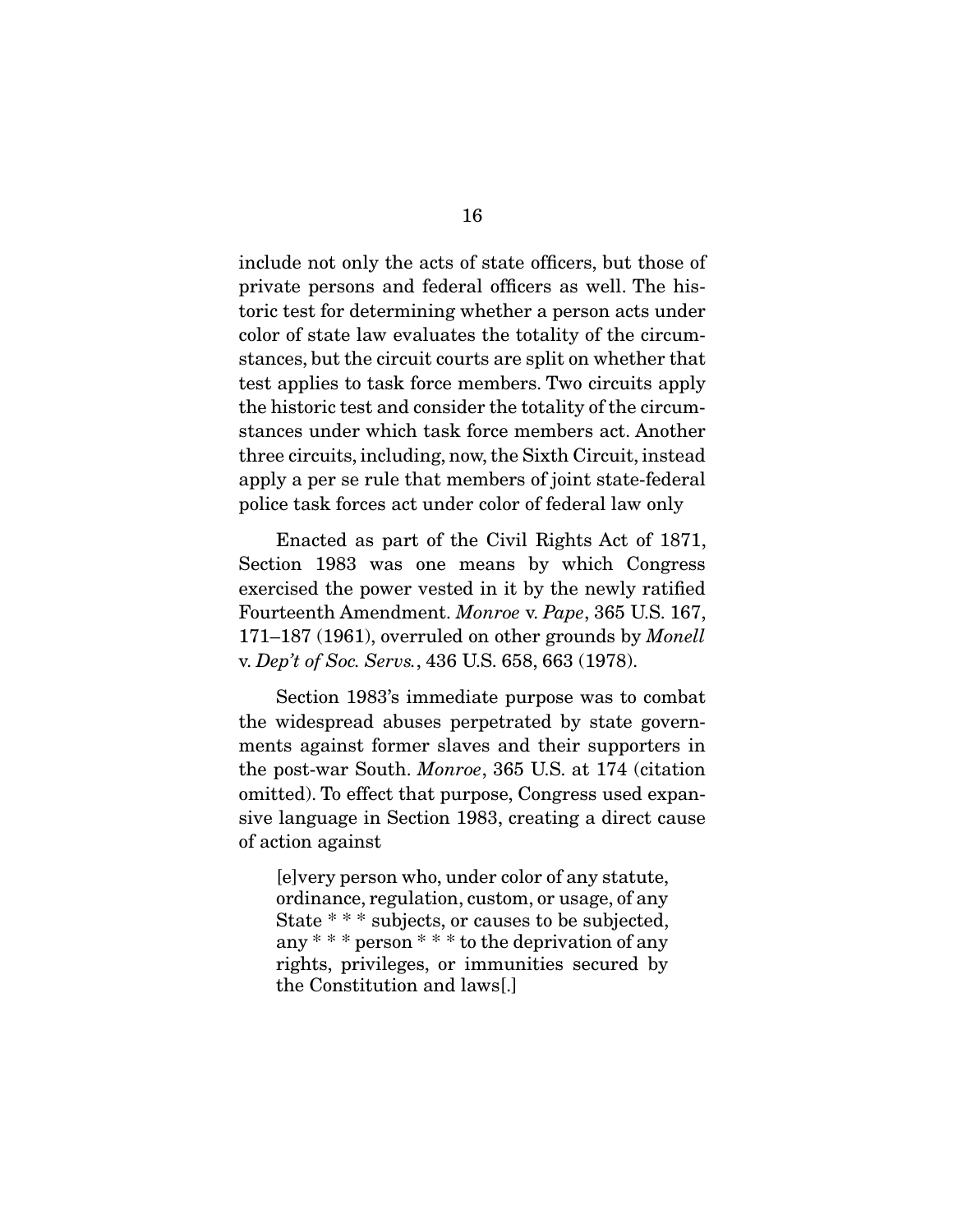include not only the acts of state officers, but those of private persons and federal officers as well. The historic test for determining whether a person acts under color of state law evaluates the totality of the circumstances, but the circuit courts are split on whether that test applies to task force members. Two circuits apply the historic test and consider the totality of the circumstances under which task force members act. Another three circuits, including, now, the Sixth Circuit, instead apply a per se rule that members of joint state-federal police task forces act under color of federal law only

Enacted as part of the Civil Rights Act of 1871, Section 1983 was one means by which Congress exercised the power vested in it by the newly ratified Fourteenth Amendment. *Monroe* v. *Pape*, 365 U.S. 167, 171–187 (1961), overruled on other grounds by *Monell* v. *Dep't of Soc. Servs.*, 436 U.S. 658, 663 (1978).

Section 1983's immediate purpose was to combat the widespread abuses perpetrated by state governments against former slaves and their supporters in the post-war South. *Monroe*, 365 U.S. at 174 (citation omitted). To effect that purpose, Congress used expansive language in Section 1983, creating a direct cause of action against

> [e]very person who, under color of any statute, ordinance, regulation, custom, or usage, of any State * * * subjects, or causes to be subjected, any * * * person * * * to the deprivation of any rights, privileges, or immunities secured by the Constitution and laws[.]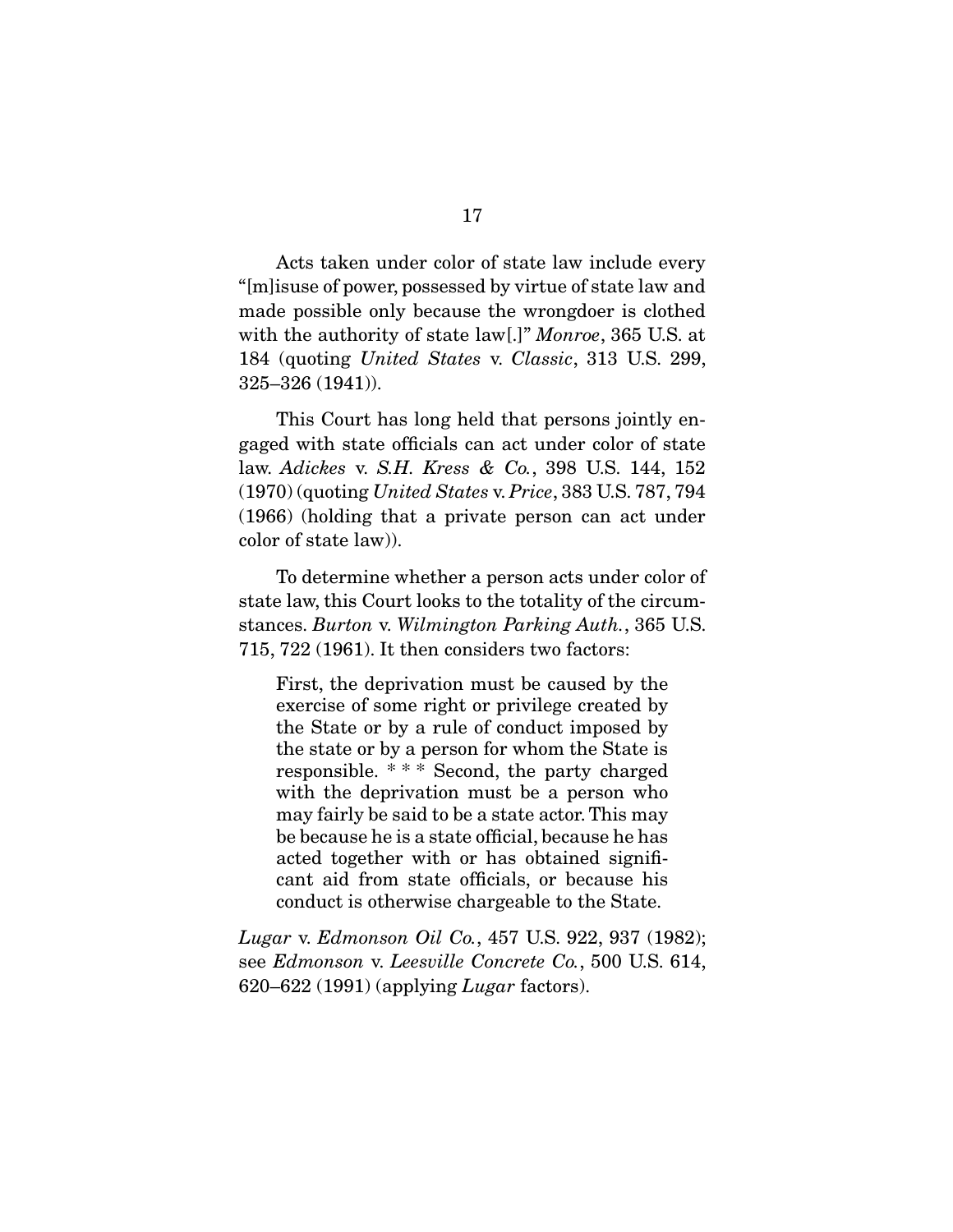Acts taken under color of state law include every "[m]isuse of power, possessed by virtue of state law and made possible only because the wrongdoer is clothed with the authority of state law[.]" *Monroe*, 365 U.S. at 184 (quoting *United States* v. *Classic*, 313 U.S. 299, 325–326 (1941)).

This Court has long held that persons jointly engaged with state officials can act under color of state law. *Adickes* v. *S.H. Kress & Co.*, 398 U.S. 144, 152 (1970) (quoting *United States* v. *Price*, 383 U.S. 787, 794 (1966) (holding that a private person can act under color of state law)).

To determine whether a person acts under color of state law, this Court looks to the totality of the circumstances. *Burton* v. *Wilmington Parking Auth.*, 365 U.S. 715, 722 (1961). It then considers two factors:

> First, the deprivation must be caused by the exercise of some right or privilege created by the State or by a rule of conduct imposed by the state or by a person for whom the State is responsible. * * * Second, the party charged with the deprivation must be a person who may fairly be said to be a state actor. This may be because he is a state official, because he has acted together with or has obtained significant aid from state officials, or because his conduct is otherwise chargeable to the State.

*Lugar* v. *Edmonson Oil Co.*, 457 U.S. 922, 937 (1982); see *Edmonson* v. *Leesville Concrete Co.*, 500 U.S. 614, 620–622 (1991) (applying *Lugar* factors).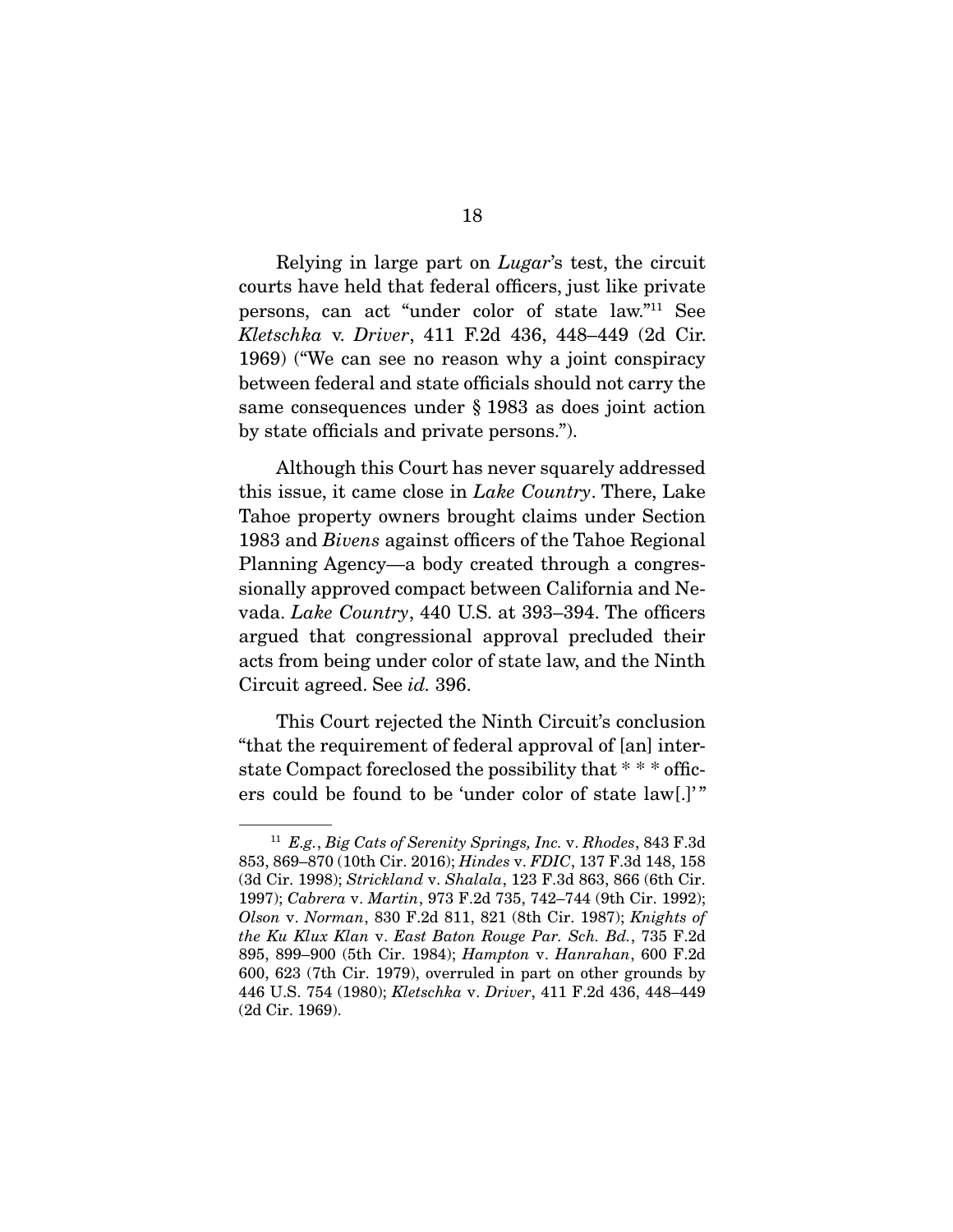Relying in large part on *Lugar*'s test, the circuit courts have held that federal officers, just like private persons, can act "under color of state law."[11] See *Kletschka* v. *Driver*, 411 F.2d 436, 448–449 (2d Cir. 1969) ("We can see no reason why a joint conspiracy between federal and state officials should not carry the same consequences under § 1983 as does joint action by state officials and private persons.").

Although this Court has never squarely addressed this issue, it came close in *Lake Country*. There, Lake Tahoe property owners brought claims under Section 1983 and *Bivens* against officers of the Tahoe Regional Planning Agency—a body created through a congressionally approved compact between California and Nevada. *Lake Country*, 440 U.S. at 393–394. The officers argued that congressional approval precluded their acts from being under color of state law, and the Ninth Circuit agreed. See *id.* 396.

This Court rejected the Ninth Circuit's conclusion "that the requirement of federal approval of [an] interstate Compact foreclosed the possibility that * * * officers could be found to be 'under color of state law[.]' "

---

[11] *E.g.*, *Big Cats of Serenity Springs, Inc.* v. *Rhodes*, 843 F.3d 853, 869–870 (10th Cir. 2016); *Hindes* v. *FDIC*, 137 F.3d 148, 158 (3d Cir. 1998); *Strickland* v. *Shalala*, 123 F.3d 863, 866 (6th Cir. 1997); *Cabrera* v. *Martin*, 973 F.2d 735, 742–744 (9th Cir. 1992); *Olson* v. *Norman*, 830 F.2d 811, 821 (8th Cir. 1987); *Knights of the Ku Klux Klan* v. *East Baton Rouge Par. Sch. Bd.*, 735 F.2d 895, 899–900 (5th Cir. 1984); *Hampton* v. *Hanrahan*, 600 F.2d 600, 623 (7th Cir. 1979), overruled in part on other grounds by 446 U.S. 754 (1980); *Kletschka* v. *Driver*, 411 F.2d 436, 448–449 (2d Cir. 1969).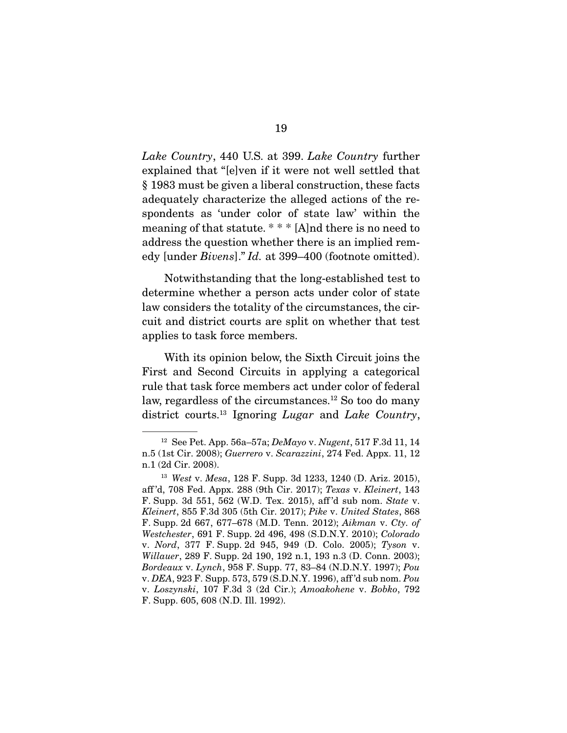*Lake Country*, 440 U.S. at 399. *Lake Country* further explained that "[e]ven if it were not well settled that § 1983 must be given a liberal construction, these facts adequately characterize the alleged actions of the respondents as 'under color of state law' within the meaning of that statute. * * * [A]nd there is no need to address the question whether there is an implied remedy [under *Bivens*]." *Id.* at 399–400 (footnote omitted).

Notwithstanding that the long-established test to determine whether a person acts under color of state law considers the totality of the circumstances, the circuit and district courts are split on whether that test applies to task force members.

With its opinion below, the Sixth Circuit joins the First and Second Circuits in applying a categorical rule that task force members act under color of federal law, regardless of the circumstances.[12] So too do many district courts.[13] Ignoring *Lugar* and *Lake Country*,

---

[12] See Pet. App. 56a–57a; *DeMayo* v. *Nugent*, 517 F.3d 11, 14 n.5 (1st Cir. 2008); *Guerrero* v. *Scarazzini*, 274 Fed. Appx. 11, 12 n.1 (2d Cir. 2008).

[13] *West* v. *Mesa*, 128 F. Supp. 3d 1233, 1240 (D. Ariz. 2015), aff'd, 708 Fed. Appx. 288 (9th Cir. 2017); *Texas* v. *Kleinert*, 143 F. Supp. 3d 551, 562 (W.D. Tex. 2015), aff'd sub nom. *State* v. *Kleinert*, 855 F.3d 305 (5th Cir. 2017); *Pike* v. *United States*, 868 F. Supp. 2d 667, 677–678 (M.D. Tenn. 2012); *Aikman* v. *Cty. of Westchester*, 691 F. Supp. 2d 496, 498 (S.D.N.Y. 2010); *Colorado* v. *Nord*, 377 F. Supp. 2d 945, 949 (D. Colo. 2005); *Tyson* v. *Willauer*, 289 F. Supp. 2d 190, 192 n.1, 193 n.3 (D. Conn. 2003); *Bordeaux* v. *Lynch*, 958 F. Supp. 77, 83–84 (N.D.N.Y. 1997); *Pou* v. *DEA*, 923 F. Supp. 573, 579 (S.D.N.Y. 1996), aff'd sub nom. *Pou* v. *Loszynski*, 107 F.3d 3 (2d Cir.); *Amoakohene* v. *Bobko*, 792 F. Supp. 605, 608 (N.D. Ill. 1992).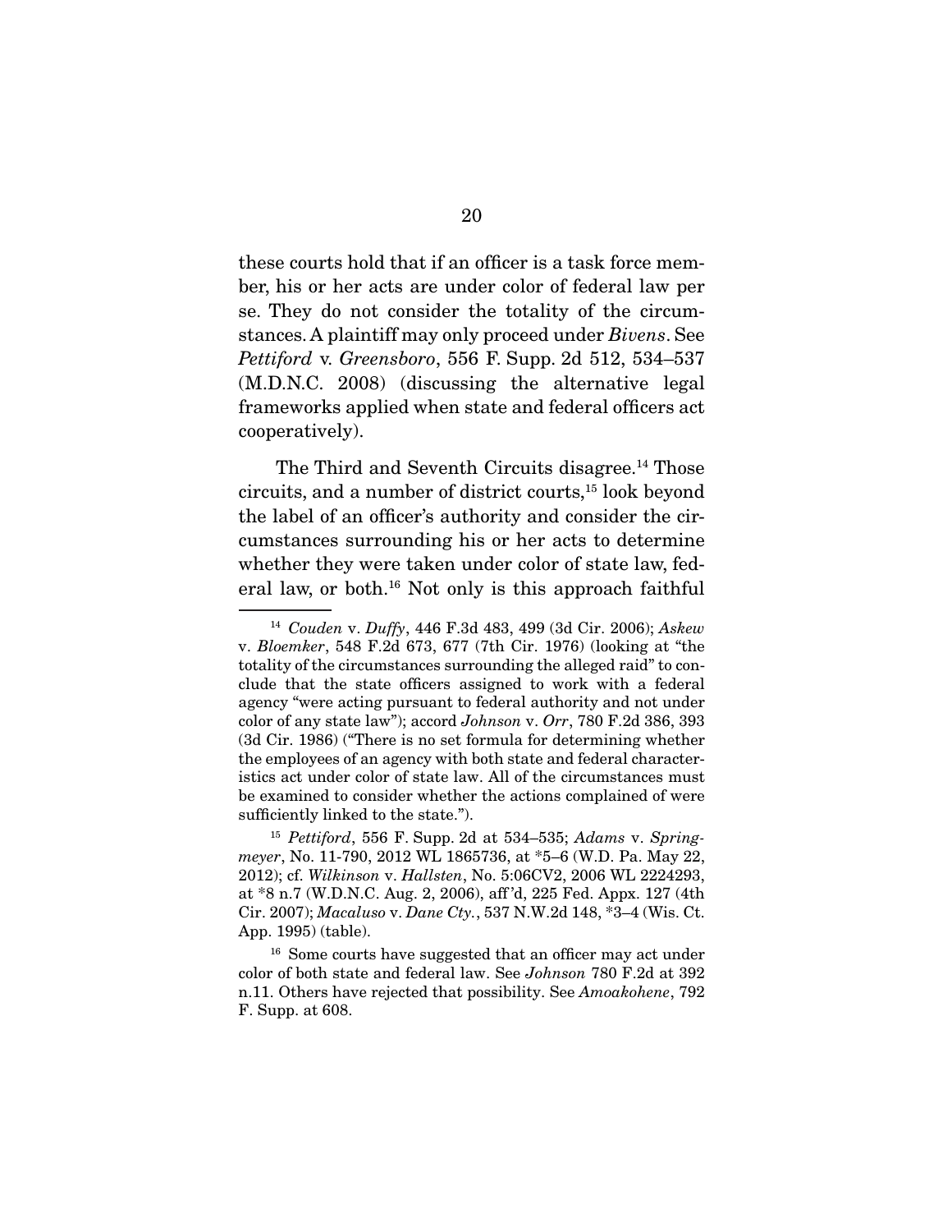these courts hold that if an officer is a task force member, his or her acts are under color of federal law per se. They do not consider the totality of the circumstances. A plaintiff may only proceed under *Bivens*. See *Pettiford* v. *Greensboro*, 556 F. Supp. 2d 512, 534–537 (M.D.N.C. 2008) (discussing the alternative legal frameworks applied when state and federal officers act cooperatively).

The Third and Seventh Circuits disagree.[14] Those circuits, and a number of district courts,[15] look beyond the label of an officer's authority and consider the circumstances surrounding his or her acts to determine whether they were taken under color of state law, federal law, or both.[16] Not only is this approach faithful

---

[14] *Couden* v. *Duffy*, 446 F.3d 483, 499 (3d Cir. 2006); *Askew* v. *Bloemker*, 548 F.2d 673, 677 (7th Cir. 1976) (looking at "the totality of the circumstances surrounding the alleged raid" to conclude that the state officers assigned to work with a federal agency "were acting pursuant to federal authority and not under color of any state law"); accord *Johnson* v. *Orr*, 780 F.2d 386, 393 (3d Cir. 1986) ("There is no set formula for determining whether the employees of an agency with both state and federal characteristics act under color of state law. All of the circumstances must be examined to consider whether the actions complained of were sufficiently linked to the state.").

[15] *Pettiford*, 556 F. Supp. 2d at 534–535; *Adams* v. *Springmeyer*, No. 11-790, 2012 WL 1865736, at *5–6 (W.D. Pa. May 22, 2012); cf. *Wilkinson* v. *Hallsten*, No. 5:06CV2, 2006 WL 2224293, at *8 n.7 (W.D.N.C. Aug. 2, 2006), aff'd, 225 Fed. Appx. 127 (4th Cir. 2007); *Macaluso* v. *Dane Cty.*, 537 N.W.2d 148, *3–4 (Wis. Ct. App. 1995) (table).

[16] Some courts have suggested that an officer may act under color of both state and federal law. See *Johnson* 780 F.2d at 392 n.11. Others have rejected that possibility. See *Amoakohene*, 792 F. Supp. at 608.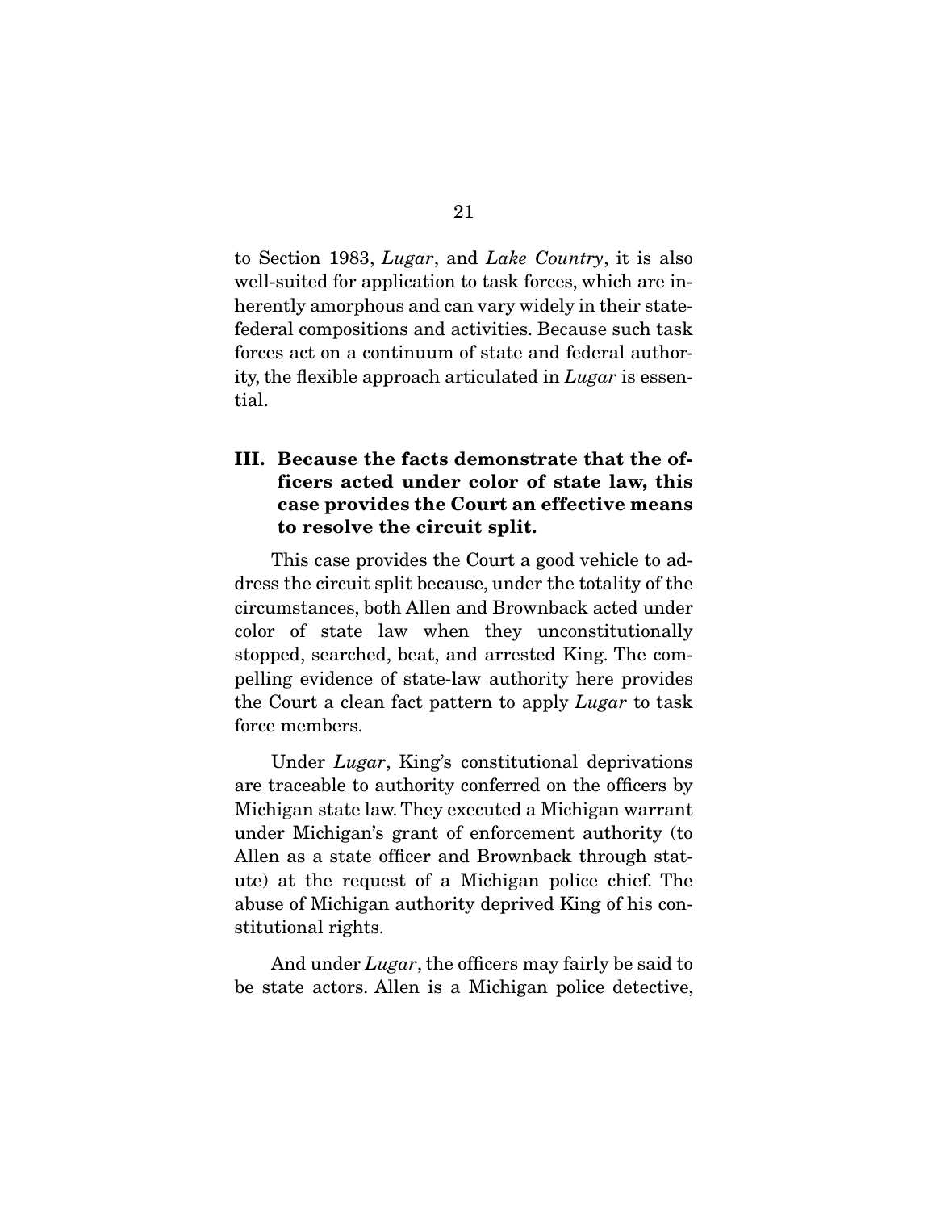to Section 1983, *Lugar*, and *Lake Country*, it is also well-suited for application to task forces, which are inherently amorphous and can vary widely in their state-federal compositions and activities. Because such task forces act on a continuum of state and federal authority, the flexible approach articulated in *Lugar* is essential.

## III. Because the facts demonstrate that the officers acted under color of state law, this case provides the Court an effective means to resolve the circuit split.

This case provides the Court a good vehicle to address the circuit split because, under the totality of the circumstances, both Allen and Brownback acted under color of state law when they unconstitutionally stopped, searched, beat, and arrested King. The compelling evidence of state-law authority here provides the Court a clean fact pattern to apply *Lugar* to task force members.

Under *Lugar*, King's constitutional deprivations are traceable to authority conferred on the officers by Michigan state law. They executed a Michigan warrant under Michigan's grant of enforcement authority (to Allen as a state officer and Brownback through statute) at the request of a Michigan police chief. The abuse of Michigan authority deprived King of his constitutional rights.

And under *Lugar*, the officers may fairly be said to be state actors. Allen is a Michigan police detective,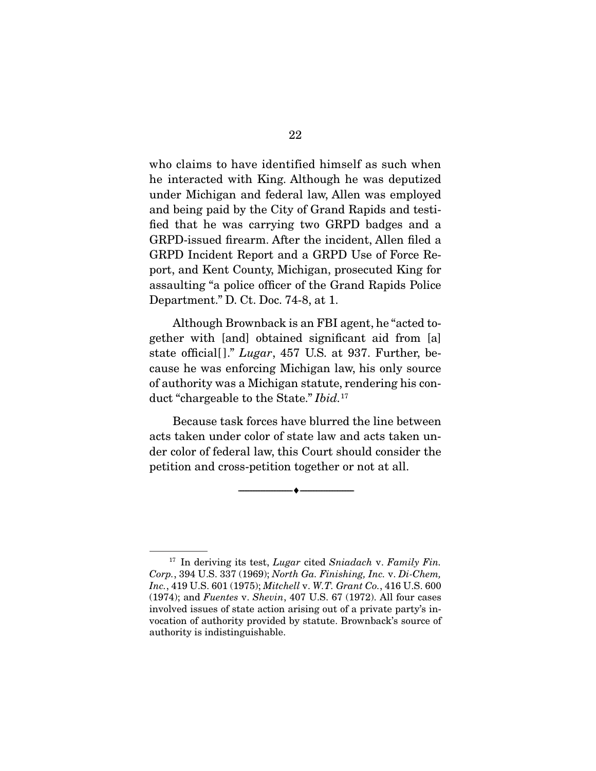who claims to have identified himself as such when he interacted with King. Although he was deputized under Michigan and federal law, Allen was employed and being paid by the City of Grand Rapids and testified that he was carrying two GRPD badges and a GRPD-issued firearm. After the incident, Allen filed a GRPD Incident Report and a GRPD Use of Force Report, and Kent County, Michigan, prosecuted King for assaulting "a police officer of the Grand Rapids Police Department." D. Ct. Doc. 74-8, at 1.

Although Brownback is an FBI agent, he "acted together with [and] obtained significant aid from [a] state official[]." *Lugar*, 457 U.S. at 937. Further, because he was enforcing Michigan law, his only source of authority was a Michigan statute, rendering his conduct "chargeable to the State." *Ibid.*[17]

Because task forces have blurred the line between acts taken under color of state law and acts taken under color of federal law, this Court should consider the petition and cross-petition together or not at all.

---

[17] In deriving its test, *Lugar* cited *Sniadach* v. *Family Fin. Corp.*, 394 U.S. 337 (1969); *North Ga. Finishing, Inc.* v. *Di-Chem, Inc.*, 419 U.S. 601 (1975); *Mitchell* v. *W.T. Grant Co.*, 416 U.S. 600 (1974); and *Fuentes* v. *Shevin*, 407 U.S. 67 (1972). All four cases involved issues of state action arising out of a private party's invocation of authority provided by statute. Brownback's source of authority is indistinguishable.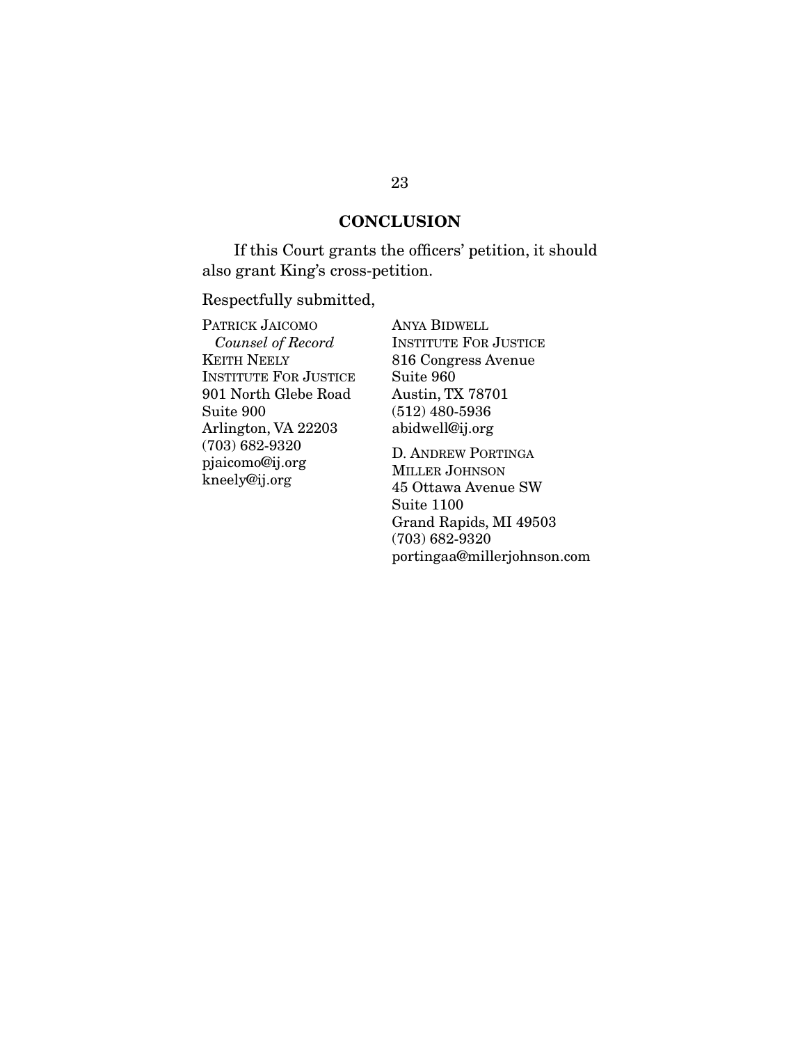## CONCLUSION

If this Court grants the officers' petition, it should also grant King's cross-petition.

Respectfully submitted,

PATRICK JAICOMO
*Counsel of Record*
KEITH NEELY
INSTITUTE FOR JUSTICE
901 North Glebe Road
Suite 900
Arlington, VA 22203
(703) 682-9320
pjaicomo@ij.org
kneely@ij.org

ANYA BIDWELL
INSTITUTE FOR JUSTICE
816 Congress Avenue
Suite 960
Austin, TX 78701
(512) 480-5936
abidwell@ij.org

D. ANDREW PORTINGA
MILLER JOHNSON
45 Ottawa Avenue SW
Suite 1100
Grand Rapids, MI 49503
(703) 682-9320
portingaa@millerjohnson.com